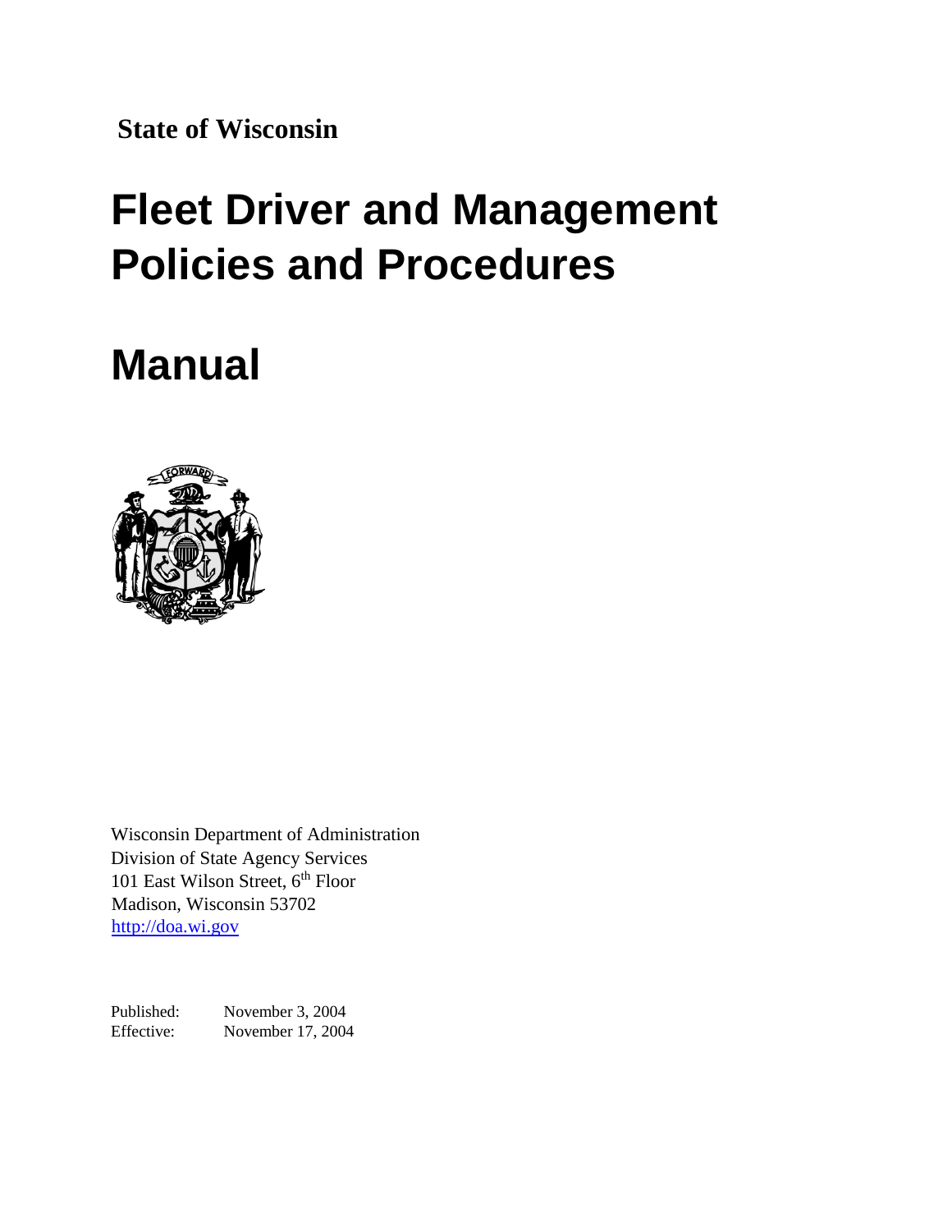**State of Wisconsin**

# Fleet Driver and Management Policies and Procedures

# Manual

Wisconsin Department of Administration
Division of State Agency Services
101 East Wilson Street, 6th Floor
Madison, Wisconsin 53702
http://doa.wi.gov

Published: November 3, 2004
Effective: November 17, 2004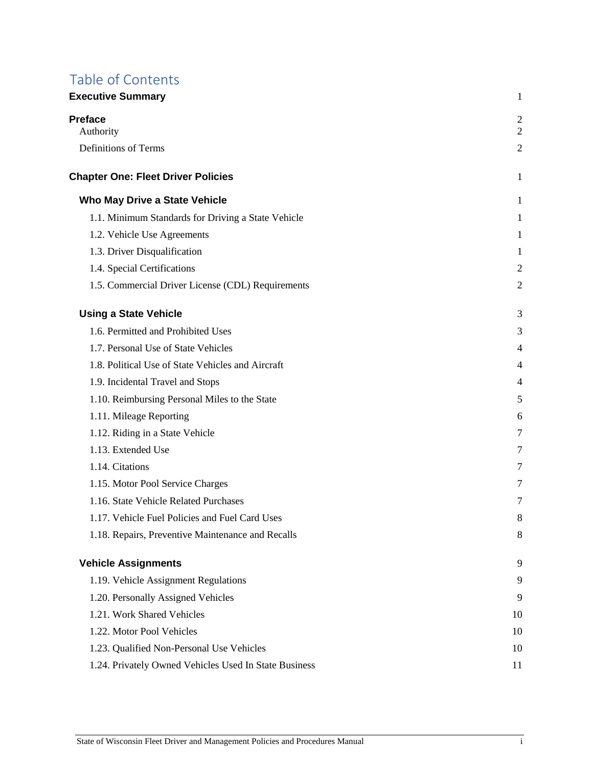# Table of Contents

**Executive Summary** 1

**Preface** 2

Authority 2

Definitions of Terms 2

**Chapter One: Fleet Driver Policies** 1

**Who May Drive a State Vehicle** 1

1.1. Minimum Standards for Driving a State Vehicle 1

1.2. Vehicle Use Agreements 1

1.3. Driver Disqualification 1

1.4. Special Certifications 2

1.5. Commercial Driver License (CDL) Requirements 2

**Using a State Vehicle** 3

1.6. Permitted and Prohibited Uses 3

1.7. Personal Use of State Vehicles 4

1.8. Political Use of State Vehicles and Aircraft 4

1.9. Incidental Travel and Stops 4

1.10. Reimbursing Personal Miles to the State 5

1.11. Mileage Reporting 6

1.12. Riding in a State Vehicle 7

1.13. Extended Use 7

1.14. Citations 7

1.15. Motor Pool Service Charges 7

1.16. State Vehicle Related Purchases 7

1.17. Vehicle Fuel Policies and Fuel Card Uses 8

1.18. Repairs, Preventive Maintenance and Recalls 8

**Vehicle Assignments** 9

1.19. Vehicle Assignment Regulations 9

1.20. Personally Assigned Vehicles 9

1.21. Work Shared Vehicles 10

1.22. Motor Pool Vehicles 10

1.23. Qualified Non-Personal Use Vehicles 10

1.24. Privately Owned Vehicles Used In State Business 11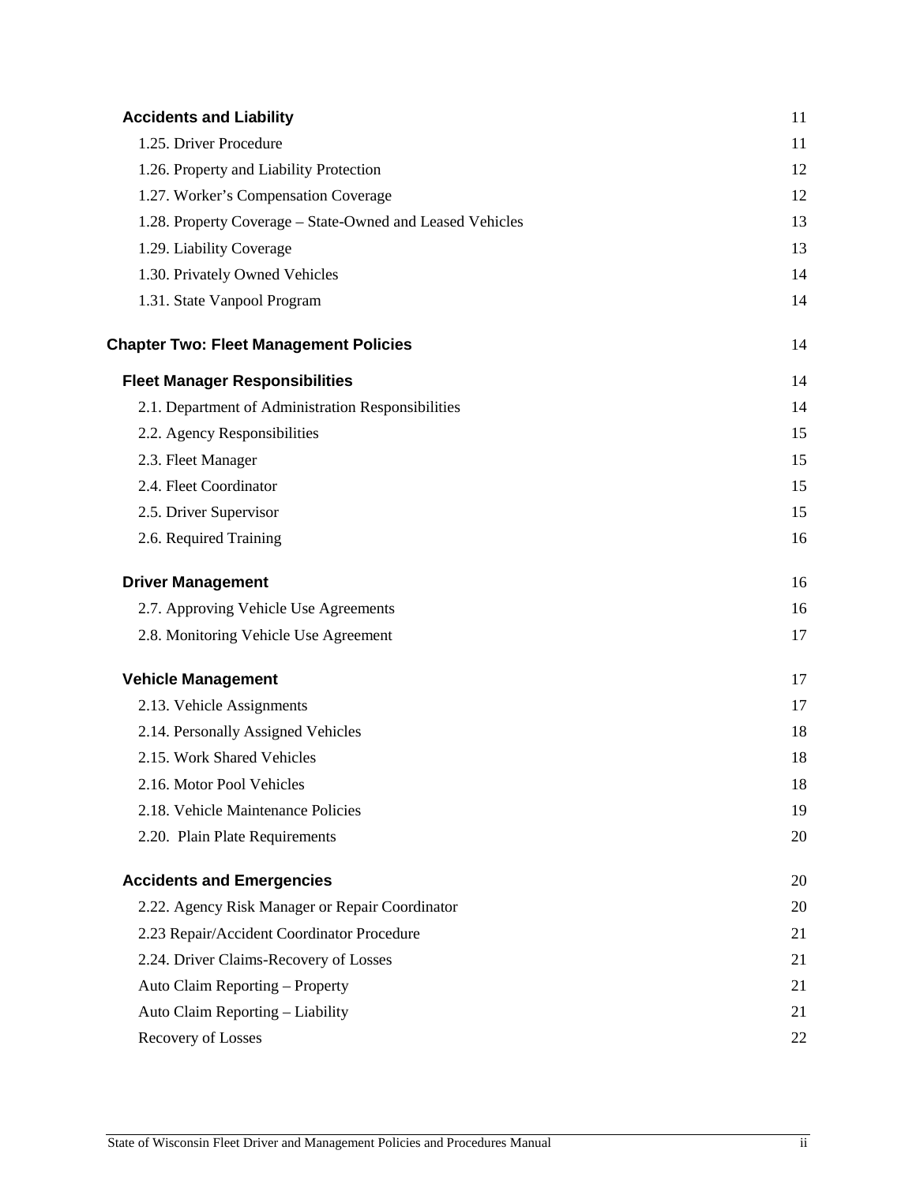**Accidents and Liability** 11

1.25. Driver Procedure 11

1.26. Property and Liability Protection 12

1.27. Worker's Compensation Coverage 12

1.28. Property Coverage – State-Owned and Leased Vehicles 13

1.29. Liability Coverage 13

1.30. Privately Owned Vehicles 14

1.31. State Vanpool Program 14

**Chapter Two: Fleet Management Policies** 14

**Fleet Manager Responsibilities** 14

2.1. Department of Administration Responsibilities 14

2.2. Agency Responsibilities 15

2.3. Fleet Manager 15

2.4. Fleet Coordinator 15

2.5. Driver Supervisor 15

2.6. Required Training 16

**Driver Management** 16

2.7. Approving Vehicle Use Agreements 16

2.8. Monitoring Vehicle Use Agreement 17

**Vehicle Management** 17

2.13. Vehicle Assignments 17

2.14. Personally Assigned Vehicles 18

2.15. Work Shared Vehicles 18

2.16. Motor Pool Vehicles 18

2.18. Vehicle Maintenance Policies 19

2.20. Plain Plate Requirements 20

**Accidents and Emergencies** 20

2.22. Agency Risk Manager or Repair Coordinator 20

2.23 Repair/Accident Coordinator Procedure 21

2.24. Driver Claims-Recovery of Losses 21

Auto Claim Reporting – Property 21

Auto Claim Reporting – Liability 21

Recovery of Losses 22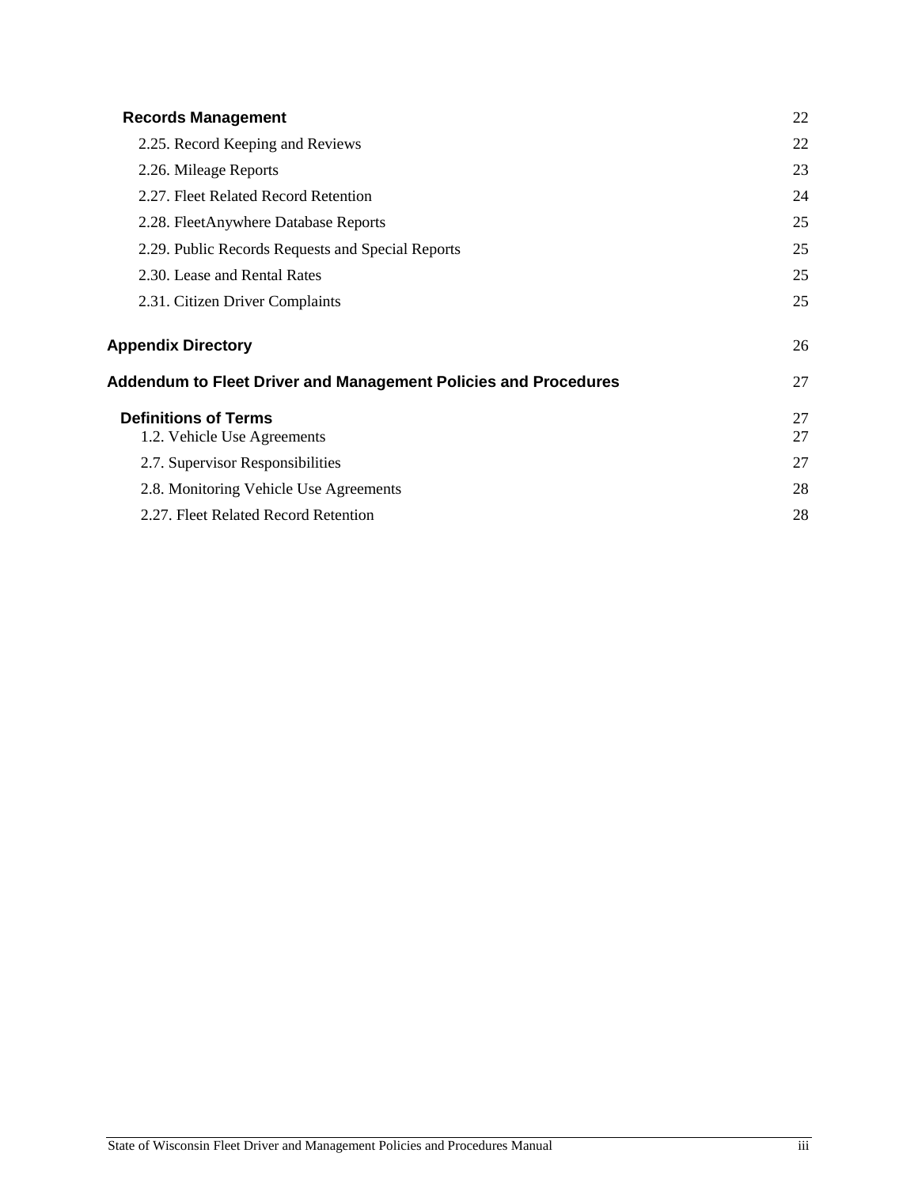**Records Management** 22

2.25. Record Keeping and Reviews 22

2.26. Mileage Reports 23

2.27. Fleet Related Record Retention 24

2.28. FleetAnywhere Database Reports 25

2.29. Public Records Requests and Special Reports 25

2.30. Lease and Rental Rates 25

2.31. Citizen Driver Complaints 25

**Appendix Directory** 26

**Addendum to Fleet Driver and Management Policies and Procedures** 27

**Definitions of Terms** 27

1.2. Vehicle Use Agreements 27

2.7. Supervisor Responsibilities 27

2.8. Monitoring Vehicle Use Agreements 28

2.27. Fleet Related Record Retention 28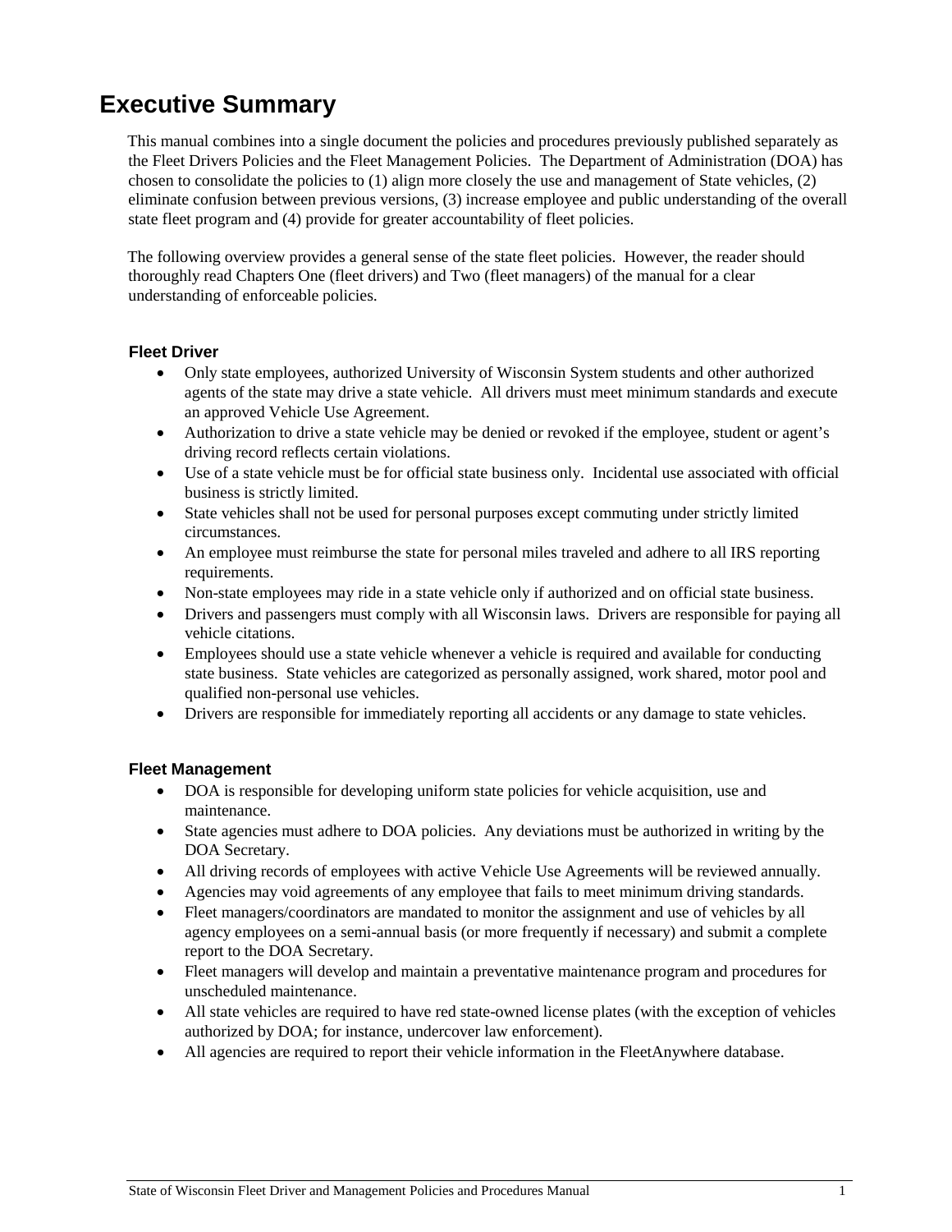# Executive Summary

This manual combines into a single document the policies and procedures previously published separately as the Fleet Drivers Policies and the Fleet Management Policies. The Department of Administration (DOA) has chosen to consolidate the policies to (1) align more closely the use and management of State vehicles, (2) eliminate confusion between previous versions, (3) increase employee and public understanding of the overall state fleet program and (4) provide for greater accountability of fleet policies.

The following overview provides a general sense of the state fleet policies. However, the reader should thoroughly read Chapters One (fleet drivers) and Two (fleet managers) of the manual for a clear understanding of enforceable policies.

### Fleet Driver

- Only state employees, authorized University of Wisconsin System students and other authorized agents of the state may drive a state vehicle. All drivers must meet minimum standards and execute an approved Vehicle Use Agreement.
- Authorization to drive a state vehicle may be denied or revoked if the employee, student or agent's driving record reflects certain violations.
- Use of a state vehicle must be for official state business only. Incidental use associated with official business is strictly limited.
- State vehicles shall not be used for personal purposes except commuting under strictly limited circumstances.
- An employee must reimburse the state for personal miles traveled and adhere to all IRS reporting requirements.
- Non-state employees may ride in a state vehicle only if authorized and on official state business.
- Drivers and passengers must comply with all Wisconsin laws. Drivers are responsible for paying all vehicle citations.
- Employees should use a state vehicle whenever a vehicle is required and available for conducting state business. State vehicles are categorized as personally assigned, work shared, motor pool and qualified non-personal use vehicles.
- Drivers are responsible for immediately reporting all accidents or any damage to state vehicles.

### Fleet Management

- DOA is responsible for developing uniform state policies for vehicle acquisition, use and maintenance.
- State agencies must adhere to DOA policies. Any deviations must be authorized in writing by the DOA Secretary.
- All driving records of employees with active Vehicle Use Agreements will be reviewed annually.
- Agencies may void agreements of any employee that fails to meet minimum driving standards.
- Fleet managers/coordinators are mandated to monitor the assignment and use of vehicles by all agency employees on a semi-annual basis (or more frequently if necessary) and submit a complete report to the DOA Secretary.
- Fleet managers will develop and maintain a preventative maintenance program and procedures for unscheduled maintenance.
- All state vehicles are required to have red state-owned license plates (with the exception of vehicles authorized by DOA; for instance, undercover law enforcement).
- All agencies are required to report their vehicle information in the FleetAnywhere database.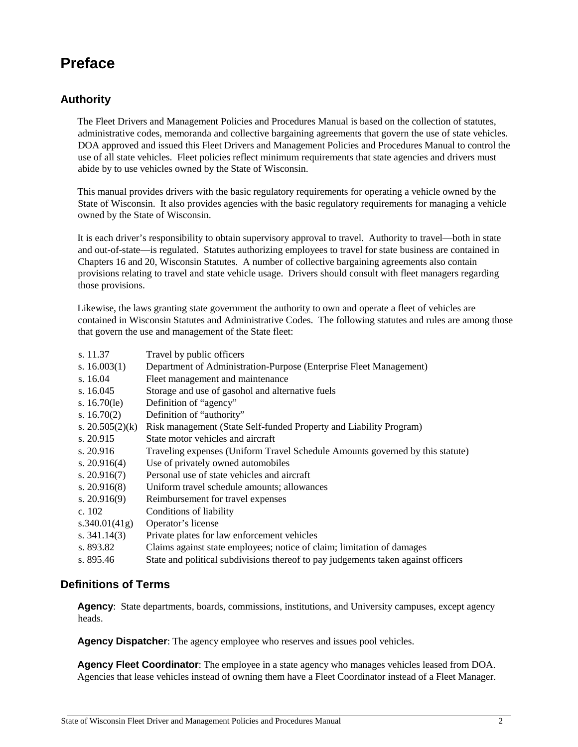# Preface

## Authority

The Fleet Drivers and Management Policies and Procedures Manual is based on the collection of statutes, administrative codes, memoranda and collective bargaining agreements that govern the use of state vehicles. DOA approved and issued this Fleet Drivers and Management Policies and Procedures Manual to control the use of all state vehicles. Fleet policies reflect minimum requirements that state agencies and drivers must abide by to use vehicles owned by the State of Wisconsin.

This manual provides drivers with the basic regulatory requirements for operating a vehicle owned by the State of Wisconsin. It also provides agencies with the basic regulatory requirements for managing a vehicle owned by the State of Wisconsin.

It is each driver's responsibility to obtain supervisory approval to travel. Authority to travel—both in state and out-of-state—is regulated. Statutes authorizing employees to travel for state business are contained in Chapters 16 and 20, Wisconsin Statutes. A number of collective bargaining agreements also contain provisions relating to travel and state vehicle usage. Drivers should consult with fleet managers regarding those provisions.

Likewise, the laws granting state government the authority to own and operate a fleet of vehicles are contained in Wisconsin Statutes and Administrative Codes. The following statutes and rules are among those that govern the use and management of the State fleet:

| | |
|---|---|
| s. 11.37 | Travel by public officers |
| s. 16.003(1) | Department of Administration-Purpose (Enterprise Fleet Management) |
| s. 16.04 | Fleet management and maintenance |
| s. 16.045 | Storage and use of gasohol and alternative fuels |
| s. 16.70(le) | Definition of "agency" |
| s. 16.70(2) | Definition of "authority" |
| s. 20.505(2)(k) | Risk management (State Self-funded Property and Liability Program) |
| s. 20.915 | State motor vehicles and aircraft |
| s. 20.916 | Traveling expenses (Uniform Travel Schedule Amounts governed by this statute) |
| s. 20.916(4) | Use of privately owned automobiles |
| s. 20.916(7) | Personal use of state vehicles and aircraft |
| s. 20.916(8) | Uniform travel schedule amounts; allowances |
| s. 20.916(9) | Reimbursement for travel expenses |
| c. 102 | Conditions of liability |
| s.340.01(41g) | Operator's license |
| s. 341.14(3) | Private plates for law enforcement vehicles |
| s. 893.82 | Claims against state employees; notice of claim; limitation of damages |
| s. 895.46 | State and political subdivisions thereof to pay judgements taken against officers |

## Definitions of Terms

**Agency**: State departments, boards, commissions, institutions, and University campuses, except agency heads.

**Agency Dispatcher**: The agency employee who reserves and issues pool vehicles.

**Agency Fleet Coordinator**: The employee in a state agency who manages vehicles leased from DOA. Agencies that lease vehicles instead of owning them have a Fleet Coordinator instead of a Fleet Manager.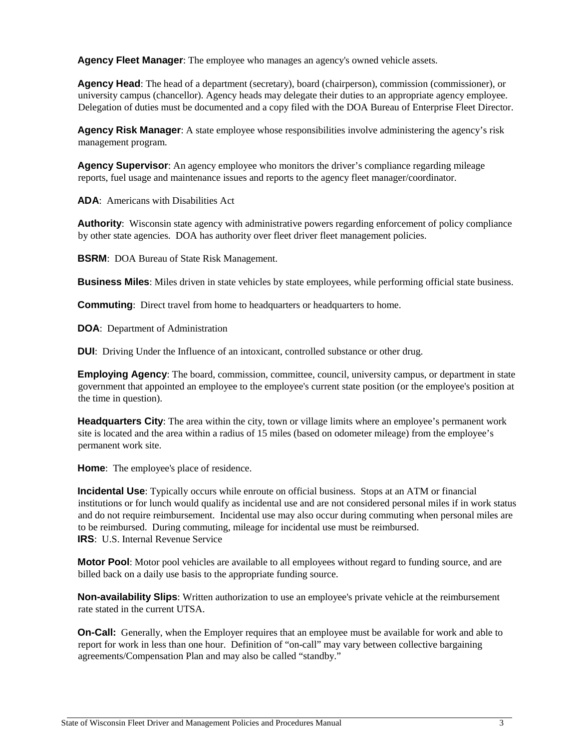**Agency Fleet Manager**: The employee who manages an agency's owned vehicle assets.

**Agency Head**: The head of a department (secretary), board (chairperson), commission (commissioner), or university campus (chancellor). Agency heads may delegate their duties to an appropriate agency employee. Delegation of duties must be documented and a copy filed with the DOA Bureau of Enterprise Fleet Director.

**Agency Risk Manager**: A state employee whose responsibilities involve administering the agency's risk management program.

**Agency Supervisor**: An agency employee who monitors the driver's compliance regarding mileage reports, fuel usage and maintenance issues and reports to the agency fleet manager/coordinator.

**ADA**: Americans with Disabilities Act

**Authority**: Wisconsin state agency with administrative powers regarding enforcement of policy compliance by other state agencies. DOA has authority over fleet driver fleet management policies.

**BSRM**: DOA Bureau of State Risk Management.

**Business Miles**: Miles driven in state vehicles by state employees, while performing official state business.

**Commuting**: Direct travel from home to headquarters or headquarters to home.

**DOA**: Department of Administration

**DUI**: Driving Under the Influence of an intoxicant, controlled substance or other drug.

**Employing Agency**: The board, commission, committee, council, university campus, or department in state government that appointed an employee to the employee's current state position (or the employee's position at the time in question).

**Headquarters City**: The area within the city, town or village limits where an employee's permanent work site is located and the area within a radius of 15 miles (based on odometer mileage) from the employee's permanent work site.

**Home**: The employee's place of residence.

**Incidental Use**: Typically occurs while enroute on official business. Stops at an ATM or financial institutions or for lunch would qualify as incidental use and are not considered personal miles if in work status and do not require reimbursement. Incidental use may also occur during commuting when personal miles are to be reimbursed. During commuting, mileage for incidental use must be reimbursed.

**IRS**: U.S. Internal Revenue Service

**Motor Pool**: Motor pool vehicles are available to all employees without regard to funding source, and are billed back on a daily use basis to the appropriate funding source.

**Non-availability Slips**: Written authorization to use an employee's private vehicle at the reimbursement rate stated in the current UTSA.

**On-Call:** Generally, when the Employer requires that an employee must be available for work and able to report for work in less than one hour. Definition of "on-call" may vary between collective bargaining agreements/Compensation Plan and may also be called "standby."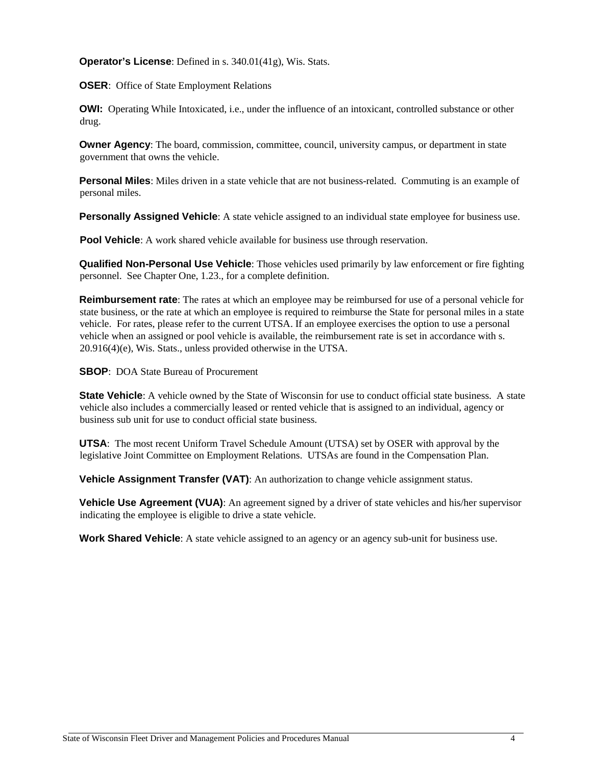**Operator's License**: Defined in s. 340.01(41g), Wis. Stats.

**OSER**: Office of State Employment Relations

**OWI:** Operating While Intoxicated, i.e., under the influence of an intoxicant, controlled substance or other drug.

**Owner Agency**: The board, commission, committee, council, university campus, or department in state government that owns the vehicle.

**Personal Miles**: Miles driven in a state vehicle that are not business-related. Commuting is an example of personal miles.

**Personally Assigned Vehicle**: A state vehicle assigned to an individual state employee for business use.

**Pool Vehicle**: A work shared vehicle available for business use through reservation.

**Qualified Non-Personal Use Vehicle**: Those vehicles used primarily by law enforcement or fire fighting personnel. See Chapter One, 1.23., for a complete definition.

**Reimbursement rate**: The rates at which an employee may be reimbursed for use of a personal vehicle for state business, or the rate at which an employee is required to reimburse the State for personal miles in a state vehicle. For rates, please refer to the current UTSA. If an employee exercises the option to use a personal vehicle when an assigned or pool vehicle is available, the reimbursement rate is set in accordance with s. 20.916(4)(e), Wis. Stats., unless provided otherwise in the UTSA.

**SBOP**: DOA State Bureau of Procurement

**State Vehicle**: A vehicle owned by the State of Wisconsin for use to conduct official state business. A state vehicle also includes a commercially leased or rented vehicle that is assigned to an individual, agency or business sub unit for use to conduct official state business.

**UTSA**: The most recent Uniform Travel Schedule Amount (UTSA) set by OSER with approval by the legislative Joint Committee on Employment Relations. UTSAs are found in the Compensation Plan.

**Vehicle Assignment Transfer (VAT)**: An authorization to change vehicle assignment status.

**Vehicle Use Agreement (VUA)**: An agreement signed by a driver of state vehicles and his/her supervisor indicating the employee is eligible to drive a state vehicle.

**Work Shared Vehicle**: A state vehicle assigned to an agency or an agency sub-unit for business use.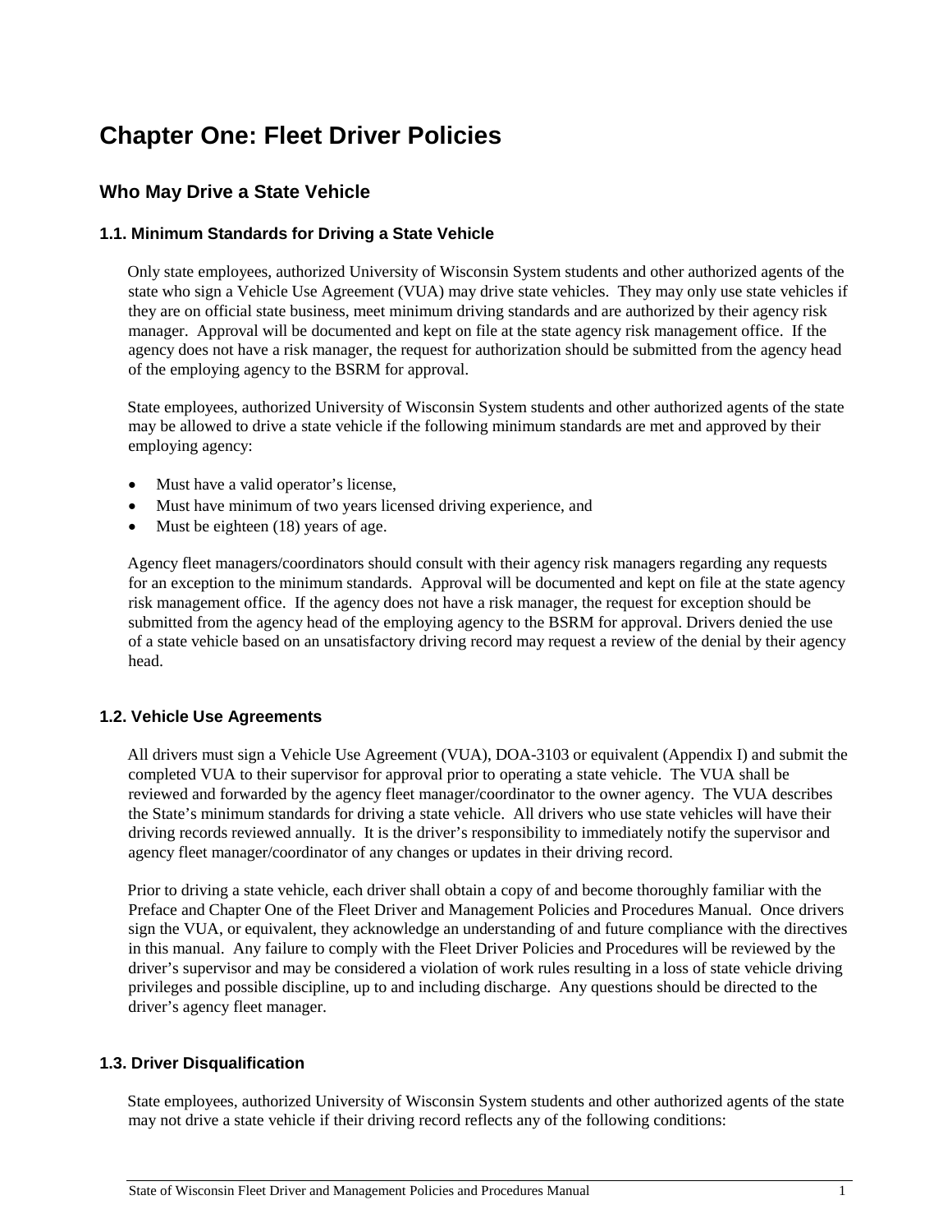# Chapter One: Fleet Driver Policies

## Who May Drive a State Vehicle

### 1.1. Minimum Standards for Driving a State Vehicle

Only state employees, authorized University of Wisconsin System students and other authorized agents of the state who sign a Vehicle Use Agreement (VUA) may drive state vehicles. They may only use state vehicles if they are on official state business, meet minimum driving standards and are authorized by their agency risk manager. Approval will be documented and kept on file at the state agency risk management office. If the agency does not have a risk manager, the request for authorization should be submitted from the agency head of the employing agency to the BSRM for approval.

State employees, authorized University of Wisconsin System students and other authorized agents of the state may be allowed to drive a state vehicle if the following minimum standards are met and approved by their employing agency:

- Must have a valid operator's license,
- Must have minimum of two years licensed driving experience, and
- Must be eighteen (18) years of age.

Agency fleet managers/coordinators should consult with their agency risk managers regarding any requests for an exception to the minimum standards. Approval will be documented and kept on file at the state agency risk management office. If the agency does not have a risk manager, the request for exception should be submitted from the agency head of the employing agency to the BSRM for approval. Drivers denied the use of a state vehicle based on an unsatisfactory driving record may request a review of the denial by their agency head.

### 1.2. Vehicle Use Agreements

All drivers must sign a Vehicle Use Agreement (VUA), DOA-3103 or equivalent (Appendix I) and submit the completed VUA to their supervisor for approval prior to operating a state vehicle. The VUA shall be reviewed and forwarded by the agency fleet manager/coordinator to the owner agency. The VUA describes the State's minimum standards for driving a state vehicle. All drivers who use state vehicles will have their driving records reviewed annually. It is the driver's responsibility to immediately notify the supervisor and agency fleet manager/coordinator of any changes or updates in their driving record.

Prior to driving a state vehicle, each driver shall obtain a copy of and become thoroughly familiar with the Preface and Chapter One of the Fleet Driver and Management Policies and Procedures Manual. Once drivers sign the VUA, or equivalent, they acknowledge an understanding of and future compliance with the directives in this manual. Any failure to comply with the Fleet Driver Policies and Procedures will be reviewed by the driver's supervisor and may be considered a violation of work rules resulting in a loss of state vehicle driving privileges and possible discipline, up to and including discharge. Any questions should be directed to the driver's agency fleet manager.

### 1.3. Driver Disqualification

State employees, authorized University of Wisconsin System students and other authorized agents of the state may not drive a state vehicle if their driving record reflects any of the following conditions: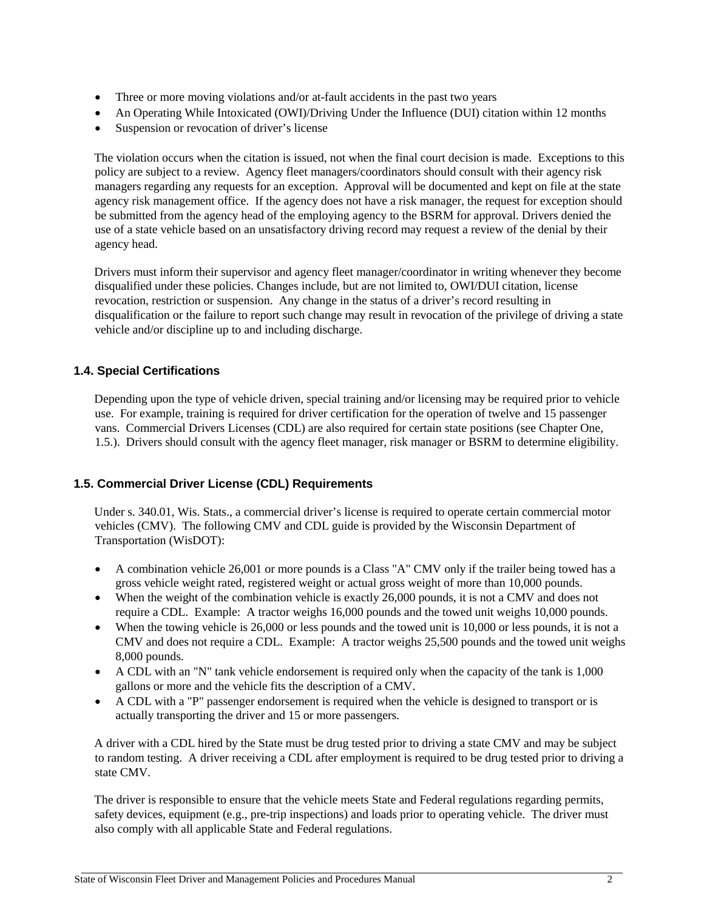- Three or more moving violations and/or at-fault accidents in the past two years
- An Operating While Intoxicated (OWI)/Driving Under the Influence (DUI) citation within 12 months
- Suspension or revocation of driver's license

The violation occurs when the citation is issued, not when the final court decision is made. Exceptions to this policy are subject to a review. Agency fleet managers/coordinators should consult with their agency risk managers regarding any requests for an exception. Approval will be documented and kept on file at the state agency risk management office. If the agency does not have a risk manager, the request for exception should be submitted from the agency head of the employing agency to the BSRM for approval. Drivers denied the use of a state vehicle based on an unsatisfactory driving record may request a review of the denial by their agency head.

Drivers must inform their supervisor and agency fleet manager/coordinator in writing whenever they become disqualified under these policies. Changes include, but are not limited to, OWI/DUI citation, license revocation, restriction or suspension. Any change in the status of a driver's record resulting in disqualification or the failure to report such change may result in revocation of the privilege of driving a state vehicle and/or discipline up to and including discharge.

### 1.4. Special Certifications

Depending upon the type of vehicle driven, special training and/or licensing may be required prior to vehicle use. For example, training is required for driver certification for the operation of twelve and 15 passenger vans. Commercial Drivers Licenses (CDL) are also required for certain state positions (see Chapter One, 1.5.). Drivers should consult with the agency fleet manager, risk manager or BSRM to determine eligibility.

### 1.5. Commercial Driver License (CDL) Requirements

Under s. 340.01, Wis. Stats., a commercial driver's license is required to operate certain commercial motor vehicles (CMV). The following CMV and CDL guide is provided by the Wisconsin Department of Transportation (WisDOT):

- A combination vehicle 26,001 or more pounds is a Class "A" CMV only if the trailer being towed has a gross vehicle weight rated, registered weight or actual gross weight of more than 10,000 pounds.
- When the weight of the combination vehicle is exactly 26,000 pounds, it is not a CMV and does not require a CDL. Example: A tractor weighs 16,000 pounds and the towed unit weighs 10,000 pounds.
- When the towing vehicle is 26,000 or less pounds and the towed unit is 10,000 or less pounds, it is not a CMV and does not require a CDL. Example: A tractor weighs 25,500 pounds and the towed unit weighs 8,000 pounds.
- A CDL with an "N" tank vehicle endorsement is required only when the capacity of the tank is 1,000 gallons or more and the vehicle fits the description of a CMV.
- A CDL with a "P" passenger endorsement is required when the vehicle is designed to transport or is actually transporting the driver and 15 or more passengers.

A driver with a CDL hired by the State must be drug tested prior to driving a state CMV and may be subject to random testing. A driver receiving a CDL after employment is required to be drug tested prior to driving a state CMV.

The driver is responsible to ensure that the vehicle meets State and Federal regulations regarding permits, safety devices, equipment (e.g., pre-trip inspections) and loads prior to operating vehicle. The driver must also comply with all applicable State and Federal regulations.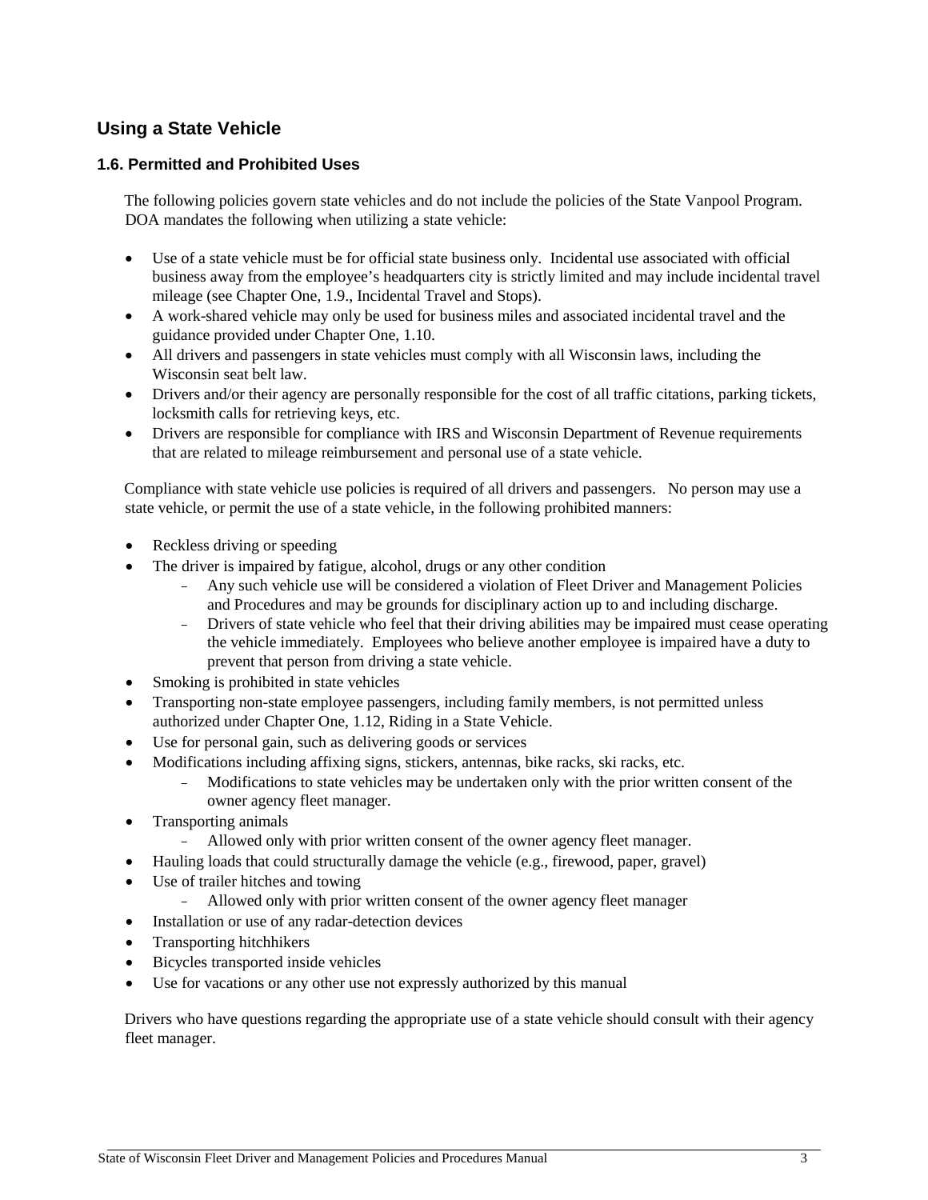## Using a State Vehicle

### 1.6. Permitted and Prohibited Uses

The following policies govern state vehicles and do not include the policies of the State Vanpool Program. DOA mandates the following when utilizing a state vehicle:

- Use of a state vehicle must be for official state business only. Incidental use associated with official business away from the employee's headquarters city is strictly limited and may include incidental travel mileage (see Chapter One, 1.9., Incidental Travel and Stops).
- A work-shared vehicle may only be used for business miles and associated incidental travel and the guidance provided under Chapter One, 1.10.
- All drivers and passengers in state vehicles must comply with all Wisconsin laws, including the Wisconsin seat belt law.
- Drivers and/or their agency are personally responsible for the cost of all traffic citations, parking tickets, locksmith calls for retrieving keys, etc.
- Drivers are responsible for compliance with IRS and Wisconsin Department of Revenue requirements that are related to mileage reimbursement and personal use of a state vehicle.

Compliance with state vehicle use policies is required of all drivers and passengers. No person may use a state vehicle, or permit the use of a state vehicle, in the following prohibited manners:

- Reckless driving or speeding
- The driver is impaired by fatigue, alcohol, drugs or any other condition
  - Any such vehicle use will be considered a violation of Fleet Driver and Management Policies and Procedures and may be grounds for disciplinary action up to and including discharge.
  - Drivers of state vehicle who feel that their driving abilities may be impaired must cease operating the vehicle immediately. Employees who believe another employee is impaired have a duty to prevent that person from driving a state vehicle.
- Smoking is prohibited in state vehicles
- Transporting non-state employee passengers, including family members, is not permitted unless authorized under Chapter One, 1.12, Riding in a State Vehicle.
- Use for personal gain, such as delivering goods or services
- Modifications including affixing signs, stickers, antennas, bike racks, ski racks, etc.
  - Modifications to state vehicles may be undertaken only with the prior written consent of the owner agency fleet manager.
- Transporting animals
  - Allowed only with prior written consent of the owner agency fleet manager.
- Hauling loads that could structurally damage the vehicle (e.g., firewood, paper, gravel)
- Use of trailer hitches and towing
  - Allowed only with prior written consent of the owner agency fleet manager
- Installation or use of any radar-detection devices
- Transporting hitchhikers
- Bicycles transported inside vehicles
- Use for vacations or any other use not expressly authorized by this manual

Drivers who have questions regarding the appropriate use of a state vehicle should consult with their agency fleet manager.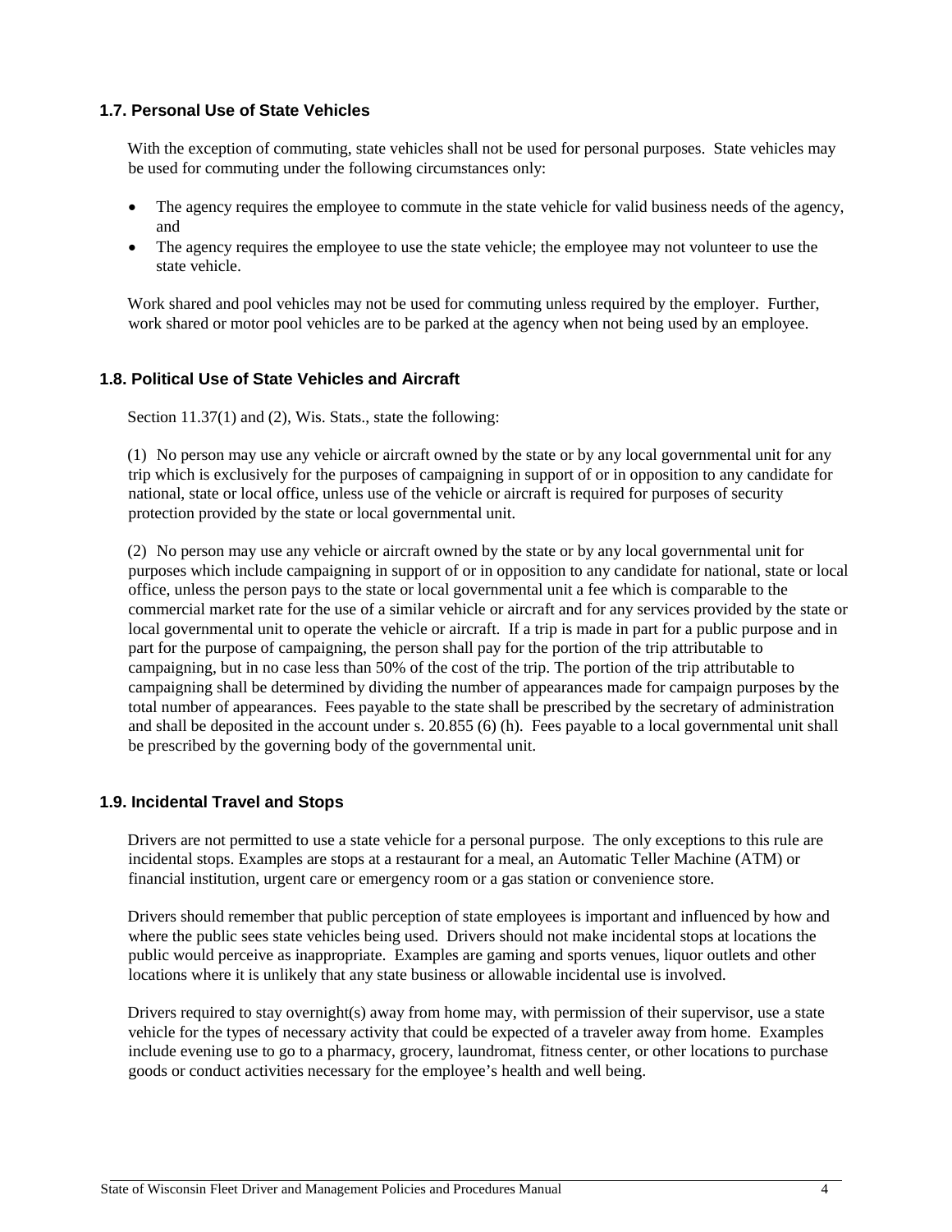### 1.7. Personal Use of State Vehicles

With the exception of commuting, state vehicles shall not be used for personal purposes. State vehicles may be used for commuting under the following circumstances only:

- The agency requires the employee to commute in the state vehicle for valid business needs of the agency, and
- The agency requires the employee to use the state vehicle; the employee may not volunteer to use the state vehicle.

Work shared and pool vehicles may not be used for commuting unless required by the employer. Further, work shared or motor pool vehicles are to be parked at the agency when not being used by an employee.

### 1.8. Political Use of State Vehicles and Aircraft

Section 11.37(1) and (2), Wis. Stats., state the following:

(1) No person may use any vehicle or aircraft owned by the state or by any local governmental unit for any trip which is exclusively for the purposes of campaigning in support of or in opposition to any candidate for national, state or local office, unless use of the vehicle or aircraft is required for purposes of security protection provided by the state or local governmental unit.

(2) No person may use any vehicle or aircraft owned by the state or by any local governmental unit for purposes which include campaigning in support of or in opposition to any candidate for national, state or local office, unless the person pays to the state or local governmental unit a fee which is comparable to the commercial market rate for the use of a similar vehicle or aircraft and for any services provided by the state or local governmental unit to operate the vehicle or aircraft. If a trip is made in part for a public purpose and in part for the purpose of campaigning, the person shall pay for the portion of the trip attributable to campaigning, but in no case less than 50% of the cost of the trip. The portion of the trip attributable to campaigning shall be determined by dividing the number of appearances made for campaign purposes by the total number of appearances. Fees payable to the state shall be prescribed by the secretary of administration and shall be deposited in the account under s. 20.855 (6) (h). Fees payable to a local governmental unit shall be prescribed by the governing body of the governmental unit.

### 1.9. Incidental Travel and Stops

Drivers are not permitted to use a state vehicle for a personal purpose. The only exceptions to this rule are incidental stops. Examples are stops at a restaurant for a meal, an Automatic Teller Machine (ATM) or financial institution, urgent care or emergency room or a gas station or convenience store.

Drivers should remember that public perception of state employees is important and influenced by how and where the public sees state vehicles being used. Drivers should not make incidental stops at locations the public would perceive as inappropriate. Examples are gaming and sports venues, liquor outlets and other locations where it is unlikely that any state business or allowable incidental use is involved.

Drivers required to stay overnight(s) away from home may, with permission of their supervisor, use a state vehicle for the types of necessary activity that could be expected of a traveler away from home. Examples include evening use to go to a pharmacy, grocery, laundromat, fitness center, or other locations to purchase goods or conduct activities necessary for the employee's health and well being.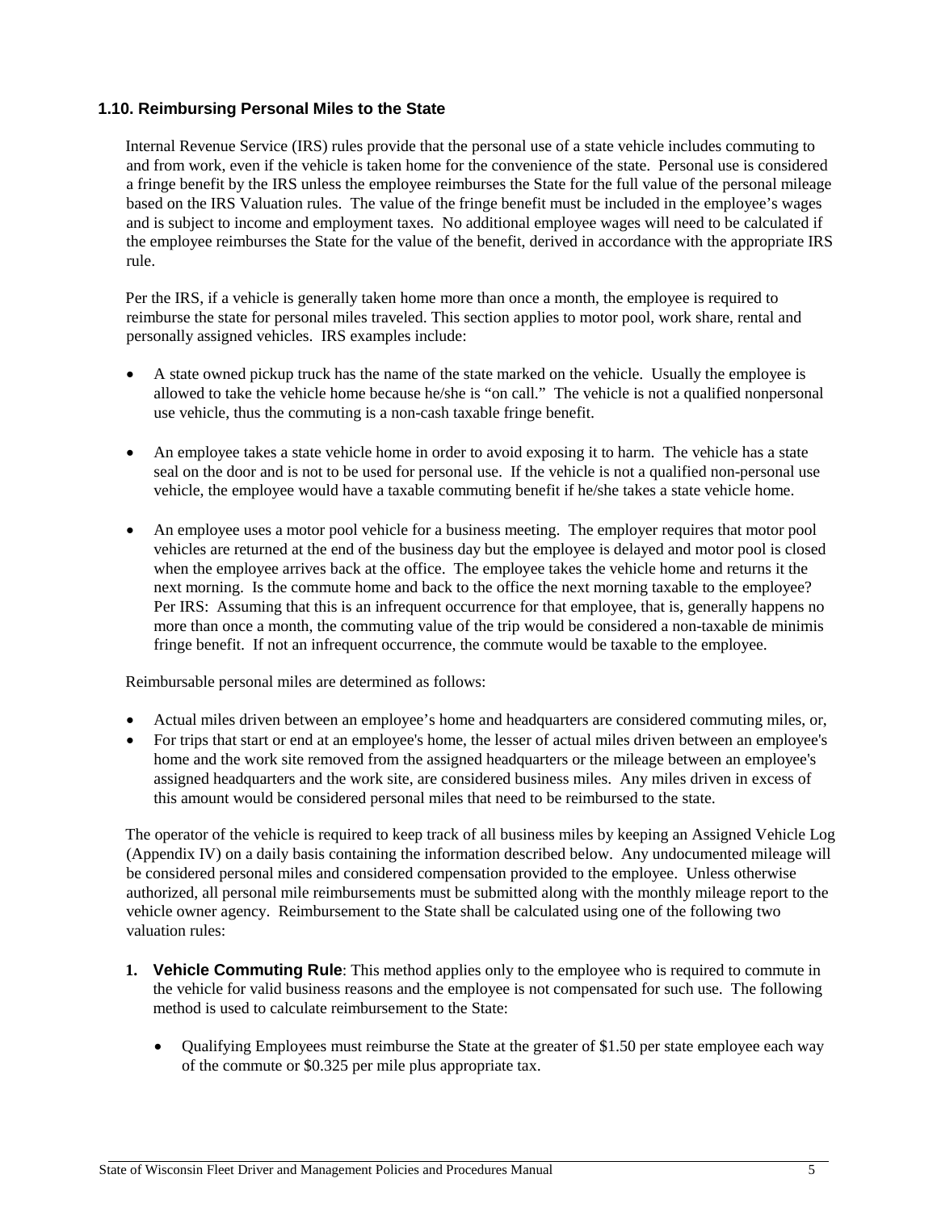### 1.10. Reimbursing Personal Miles to the State

Internal Revenue Service (IRS) rules provide that the personal use of a state vehicle includes commuting to and from work, even if the vehicle is taken home for the convenience of the state. Personal use is considered a fringe benefit by the IRS unless the employee reimburses the State for the full value of the personal mileage based on the IRS Valuation rules. The value of the fringe benefit must be included in the employee's wages and is subject to income and employment taxes. No additional employee wages will need to be calculated if the employee reimburses the State for the value of the benefit, derived in accordance with the appropriate IRS rule.

Per the IRS, if a vehicle is generally taken home more than once a month, the employee is required to reimburse the state for personal miles traveled. This section applies to motor pool, work share, rental and personally assigned vehicles. IRS examples include:

- A state owned pickup truck has the name of the state marked on the vehicle. Usually the employee is allowed to take the vehicle home because he/she is "on call." The vehicle is not a qualified nonpersonal use vehicle, thus the commuting is a non-cash taxable fringe benefit.
- An employee takes a state vehicle home in order to avoid exposing it to harm. The vehicle has a state seal on the door and is not to be used for personal use. If the vehicle is not a qualified non-personal use vehicle, the employee would have a taxable commuting benefit if he/she takes a state vehicle home.
- An employee uses a motor pool vehicle for a business meeting. The employer requires that motor pool vehicles are returned at the end of the business day but the employee is delayed and motor pool is closed when the employee arrives back at the office. The employee takes the vehicle home and returns it the next morning. Is the commute home and back to the office the next morning taxable to the employee? Per IRS: Assuming that this is an infrequent occurrence for that employee, that is, generally happens no more than once a month, the commuting value of the trip would be considered a non-taxable de minimis fringe benefit. If not an infrequent occurrence, the commute would be taxable to the employee.

Reimbursable personal miles are determined as follows:

- Actual miles driven between an employee's home and headquarters are considered commuting miles, or,
- For trips that start or end at an employee's home, the lesser of actual miles driven between an employee's home and the work site removed from the assigned headquarters or the mileage between an employee's assigned headquarters and the work site, are considered business miles. Any miles driven in excess of this amount would be considered personal miles that need to be reimbursed to the state.

The operator of the vehicle is required to keep track of all business miles by keeping an Assigned Vehicle Log (Appendix IV) on a daily basis containing the information described below. Any undocumented mileage will be considered personal miles and considered compensation provided to the employee. Unless otherwise authorized, all personal mile reimbursements must be submitted along with the monthly mileage report to the vehicle owner agency. Reimbursement to the State shall be calculated using one of the following two valuation rules:

1. **Vehicle Commuting Rule**: This method applies only to the employee who is required to commute in the vehicle for valid business reasons and the employee is not compensated for such use. The following method is used to calculate reimbursement to the State:
   - Qualifying Employees must reimburse the State at the greater of $1.50 per state employee each way of the commute or $0.325 per mile plus appropriate tax.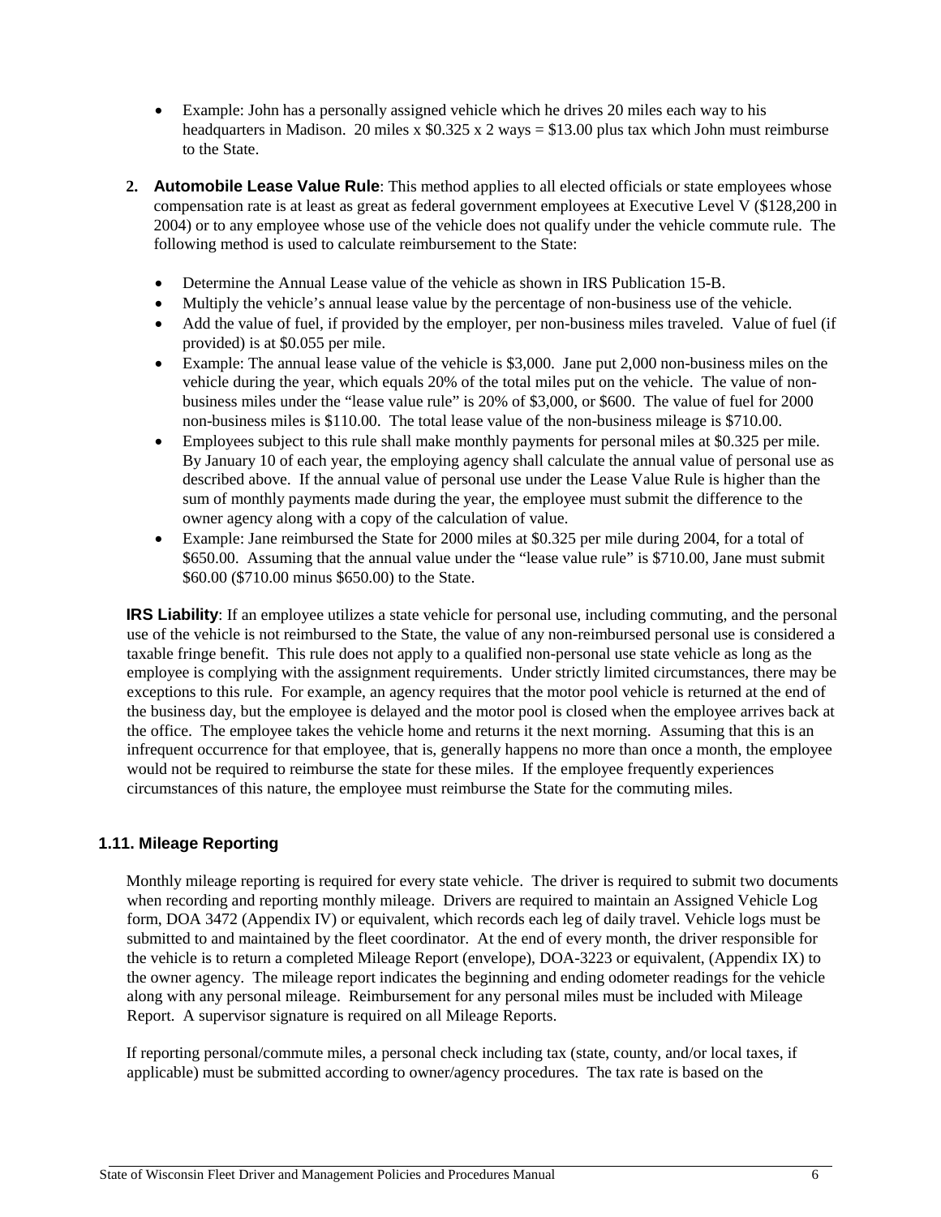- Example: John has a personally assigned vehicle which he drives 20 miles each way to his headquarters in Madison. 20 miles x $0.325 x 2 ways = $13.00 plus tax which John must reimburse to the State.

2. **Automobile Lease Value Rule**: This method applies to all elected officials or state employees whose compensation rate is at least as great as federal government employees at Executive Level V ($128,200 in 2004) or to any employee whose use of the vehicle does not qualify under the vehicle commute rule. The following method is used to calculate reimbursement to the State:

   - Determine the Annual Lease value of the vehicle as shown in IRS Publication 15-B.
   - Multiply the vehicle's annual lease value by the percentage of non-business use of the vehicle.
   - Add the value of fuel, if provided by the employer, per non-business miles traveled. Value of fuel (if provided) is at $0.055 per mile.
   - Example: The annual lease value of the vehicle is $3,000. Jane put 2,000 non-business miles on the vehicle during the year, which equals 20% of the total miles put on the vehicle. The value of non-business miles under the "lease value rule" is 20% of $3,000, or $600. The value of fuel for 2000 non-business miles is $110.00. The total lease value of the non-business mileage is $710.00.
   - Employees subject to this rule shall make monthly payments for personal miles at $0.325 per mile. By January 10 of each year, the employing agency shall calculate the annual value of personal use as described above. If the annual value of personal use under the Lease Value Rule is higher than the sum of monthly payments made during the year, the employee must submit the difference to the owner agency along with a copy of the calculation of value.
   - Example: Jane reimbursed the State for 2000 miles at $0.325 per mile during 2004, for a total of $650.00. Assuming that the annual value under the "lease value rule" is $710.00, Jane must submit $60.00 ($710.00 minus $650.00) to the State.

**IRS Liability**: If an employee utilizes a state vehicle for personal use, including commuting, and the personal use of the vehicle is not reimbursed to the State, the value of any non-reimbursed personal use is considered a taxable fringe benefit. This rule does not apply to a qualified non-personal use state vehicle as long as the employee is complying with the assignment requirements. Under strictly limited circumstances, there may be exceptions to this rule. For example, an agency requires that the motor pool vehicle is returned at the end of the business day, but the employee is delayed and the motor pool is closed when the employee arrives back at the office. The employee takes the vehicle home and returns it the next morning. Assuming that this is an infrequent occurrence for that employee, that is, generally happens no more than once a month, the employee would not be required to reimburse the state for these miles. If the employee frequently experiences circumstances of this nature, the employee must reimburse the State for the commuting miles.

### 1.11. Mileage Reporting

Monthly mileage reporting is required for every state vehicle. The driver is required to submit two documents when recording and reporting monthly mileage. Drivers are required to maintain an Assigned Vehicle Log form, DOA 3472 (Appendix IV) or equivalent, which records each leg of daily travel. Vehicle logs must be submitted to and maintained by the fleet coordinator. At the end of every month, the driver responsible for the vehicle is to return a completed Mileage Report (envelope), DOA-3223 or equivalent, (Appendix IX) to the owner agency. The mileage report indicates the beginning and ending odometer readings for the vehicle along with any personal mileage. Reimbursement for any personal miles must be included with Mileage Report. A supervisor signature is required on all Mileage Reports.

If reporting personal/commute miles, a personal check including tax (state, county, and/or local taxes, if applicable) must be submitted according to owner/agency procedures. The tax rate is based on the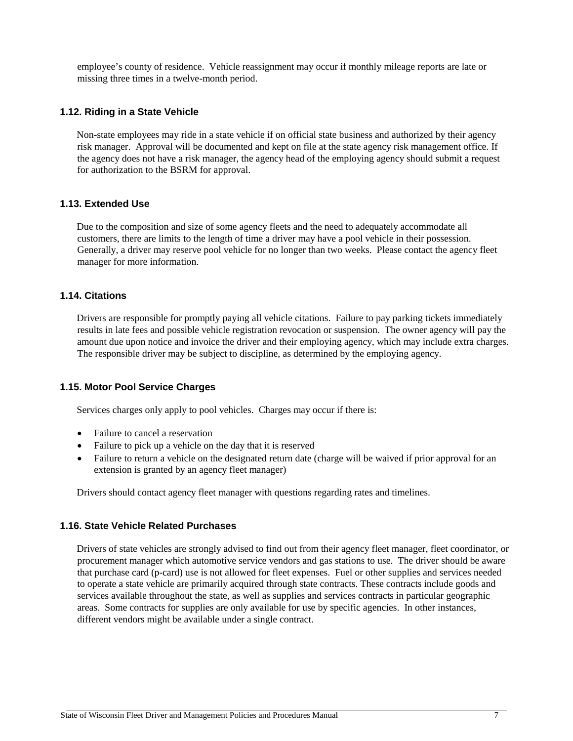employee's county of residence. Vehicle reassignment may occur if monthly mileage reports are late or missing three times in a twelve-month period.

### 1.12. Riding in a State Vehicle

Non-state employees may ride in a state vehicle if on official state business and authorized by their agency risk manager. Approval will be documented and kept on file at the state agency risk management office. If the agency does not have a risk manager, the agency head of the employing agency should submit a request for authorization to the BSRM for approval.

### 1.13. Extended Use

Due to the composition and size of some agency fleets and the need to adequately accommodate all customers, there are limits to the length of time a driver may have a pool vehicle in their possession. Generally, a driver may reserve pool vehicle for no longer than two weeks. Please contact the agency fleet manager for more information.

### 1.14. Citations

Drivers are responsible for promptly paying all vehicle citations. Failure to pay parking tickets immediately results in late fees and possible vehicle registration revocation or suspension. The owner agency will pay the amount due upon notice and invoice the driver and their employing agency, which may include extra charges. The responsible driver may be subject to discipline, as determined by the employing agency.

### 1.15. Motor Pool Service Charges

Services charges only apply to pool vehicles. Charges may occur if there is:

- Failure to cancel a reservation
- Failure to pick up a vehicle on the day that it is reserved
- Failure to return a vehicle on the designated return date (charge will be waived if prior approval for an extension is granted by an agency fleet manager)

Drivers should contact agency fleet manager with questions regarding rates and timelines.

### 1.16. State Vehicle Related Purchases

Drivers of state vehicles are strongly advised to find out from their agency fleet manager, fleet coordinator, or procurement manager which automotive service vendors and gas stations to use. The driver should be aware that purchase card (p-card) use is not allowed for fleet expenses. Fuel or other supplies and services needed to operate a state vehicle are primarily acquired through state contracts. These contracts include goods and services available throughout the state, as well as supplies and services contracts in particular geographic areas. Some contracts for supplies are only available for use by specific agencies. In other instances, different vendors might be available under a single contract.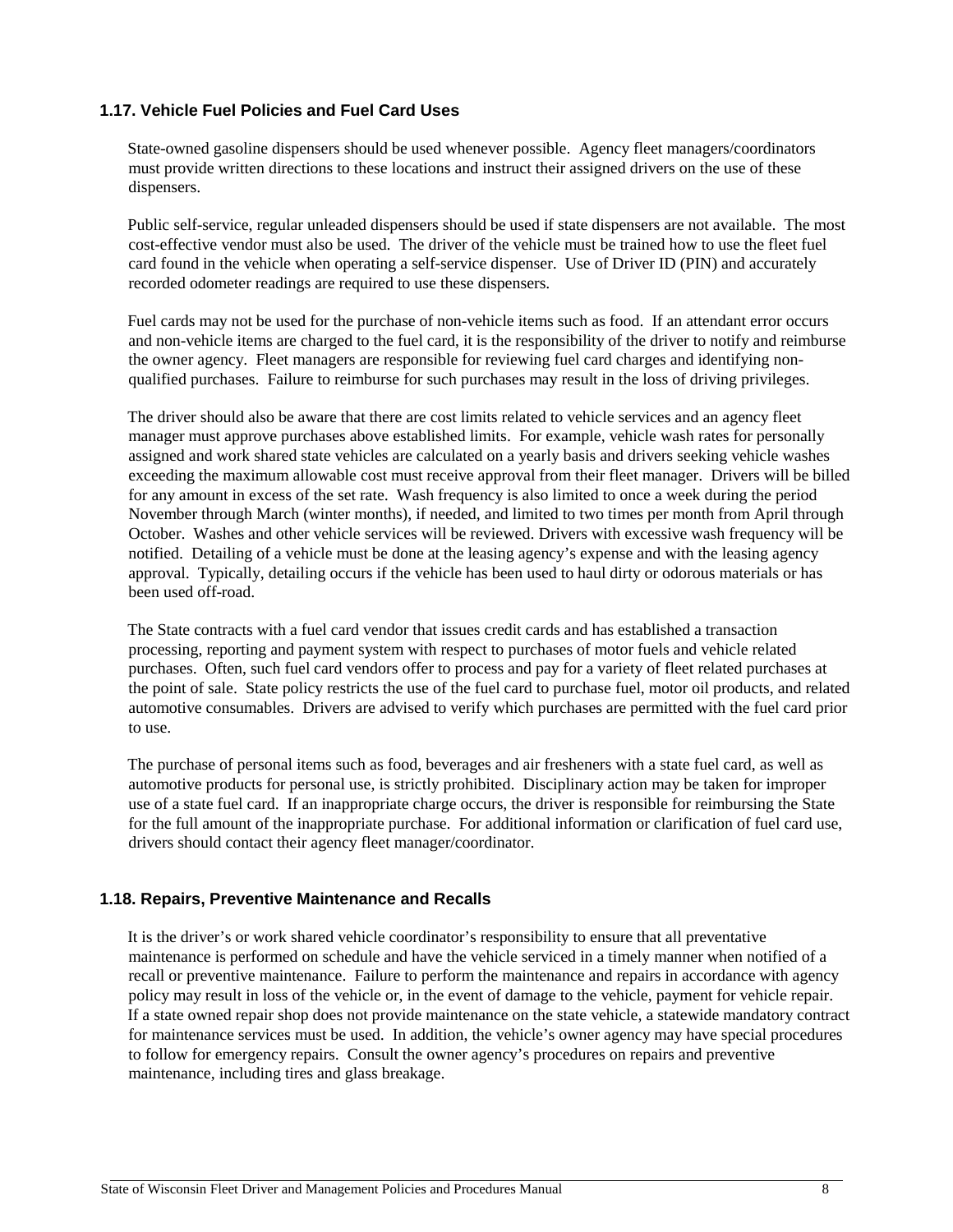### 1.17. Vehicle Fuel Policies and Fuel Card Uses

State-owned gasoline dispensers should be used whenever possible. Agency fleet managers/coordinators must provide written directions to these locations and instruct their assigned drivers on the use of these dispensers.

Public self-service, regular unleaded dispensers should be used if state dispensers are not available. The most cost-effective vendor must also be used. The driver of the vehicle must be trained how to use the fleet fuel card found in the vehicle when operating a self-service dispenser. Use of Driver ID (PIN) and accurately recorded odometer readings are required to use these dispensers.

Fuel cards may not be used for the purchase of non-vehicle items such as food. If an attendant error occurs and non-vehicle items are charged to the fuel card, it is the responsibility of the driver to notify and reimburse the owner agency. Fleet managers are responsible for reviewing fuel card charges and identifying non-qualified purchases. Failure to reimburse for such purchases may result in the loss of driving privileges.

The driver should also be aware that there are cost limits related to vehicle services and an agency fleet manager must approve purchases above established limits. For example, vehicle wash rates for personally assigned and work shared state vehicles are calculated on a yearly basis and drivers seeking vehicle washes exceeding the maximum allowable cost must receive approval from their fleet manager. Drivers will be billed for any amount in excess of the set rate. Wash frequency is also limited to once a week during the period November through March (winter months), if needed, and limited to two times per month from April through October. Washes and other vehicle services will be reviewed. Drivers with excessive wash frequency will be notified. Detailing of a vehicle must be done at the leasing agency's expense and with the leasing agency approval. Typically, detailing occurs if the vehicle has been used to haul dirty or odorous materials or has been used off-road.

The State contracts with a fuel card vendor that issues credit cards and has established a transaction processing, reporting and payment system with respect to purchases of motor fuels and vehicle related purchases. Often, such fuel card vendors offer to process and pay for a variety of fleet related purchases at the point of sale. State policy restricts the use of the fuel card to purchase fuel, motor oil products, and related automotive consumables. Drivers are advised to verify which purchases are permitted with the fuel card prior to use.

The purchase of personal items such as food, beverages and air fresheners with a state fuel card, as well as automotive products for personal use, is strictly prohibited. Disciplinary action may be taken for improper use of a state fuel card. If an inappropriate charge occurs, the driver is responsible for reimbursing the State for the full amount of the inappropriate purchase. For additional information or clarification of fuel card use, drivers should contact their agency fleet manager/coordinator.

### 1.18. Repairs, Preventive Maintenance and Recalls

It is the driver's or work shared vehicle coordinator's responsibility to ensure that all preventative maintenance is performed on schedule and have the vehicle serviced in a timely manner when notified of a recall or preventive maintenance. Failure to perform the maintenance and repairs in accordance with agency policy may result in loss of the vehicle or, in the event of damage to the vehicle, payment for vehicle repair. If a state owned repair shop does not provide maintenance on the state vehicle, a statewide mandatory contract for maintenance services must be used. In addition, the vehicle's owner agency may have special procedures to follow for emergency repairs. Consult the owner agency's procedures on repairs and preventive maintenance, including tires and glass breakage.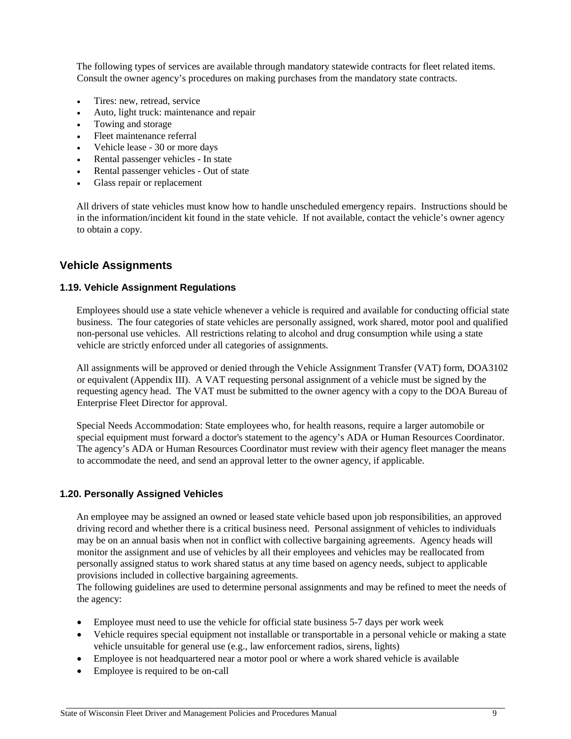The following types of services are available through mandatory statewide contracts for fleet related items. Consult the owner agency's procedures on making purchases from the mandatory state contracts.

- Tires: new, retread, service
- Auto, light truck: maintenance and repair
- Towing and storage
- Fleet maintenance referral
- Vehicle lease - 30 or more days
- Rental passenger vehicles - In state
- Rental passenger vehicles - Out of state
- Glass repair or replacement

All drivers of state vehicles must know how to handle unscheduled emergency repairs. Instructions should be in the information/incident kit found in the state vehicle. If not available, contact the vehicle's owner agency to obtain a copy.

## Vehicle Assignments

### 1.19. Vehicle Assignment Regulations

Employees should use a state vehicle whenever a vehicle is required and available for conducting official state business. The four categories of state vehicles are personally assigned, work shared, motor pool and qualified non-personal use vehicles. All restrictions relating to alcohol and drug consumption while using a state vehicle are strictly enforced under all categories of assignments.

All assignments will be approved or denied through the Vehicle Assignment Transfer (VAT) form, DOA3102 or equivalent (Appendix III). A VAT requesting personal assignment of a vehicle must be signed by the requesting agency head. The VAT must be submitted to the owner agency with a copy to the DOA Bureau of Enterprise Fleet Director for approval.

Special Needs Accommodation: State employees who, for health reasons, require a larger automobile or special equipment must forward a doctor's statement to the agency's ADA or Human Resources Coordinator. The agency's ADA or Human Resources Coordinator must review with their agency fleet manager the means to accommodate the need, and send an approval letter to the owner agency, if applicable.

### 1.20. Personally Assigned Vehicles

An employee may be assigned an owned or leased state vehicle based upon job responsibilities, an approved driving record and whether there is a critical business need. Personal assignment of vehicles to individuals may be on an annual basis when not in conflict with collective bargaining agreements. Agency heads will monitor the assignment and use of vehicles by all their employees and vehicles may be reallocated from personally assigned status to work shared status at any time based on agency needs, subject to applicable provisions included in collective bargaining agreements.
The following guidelines are used to determine personal assignments and may be refined to meet the needs of the agency:

- Employee must need to use the vehicle for official state business 5-7 days per work week
- Vehicle requires special equipment not installable or transportable in a personal vehicle or making a state vehicle unsuitable for general use (e.g., law enforcement radios, sirens, lights)
- Employee is not headquartered near a motor pool or where a work shared vehicle is available
- Employee is required to be on-call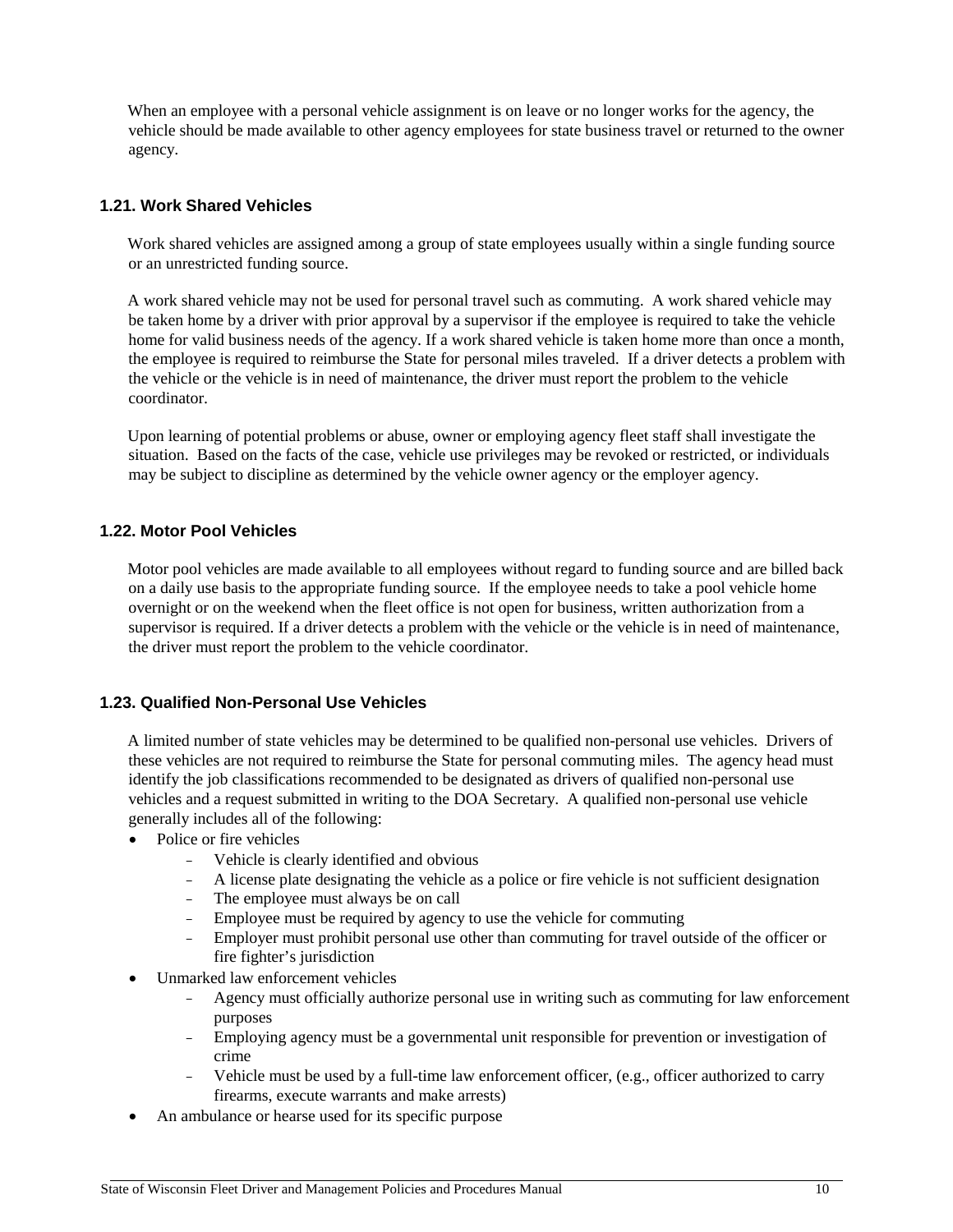When an employee with a personal vehicle assignment is on leave or no longer works for the agency, the vehicle should be made available to other agency employees for state business travel or returned to the owner agency.

### 1.21. Work Shared Vehicles

Work shared vehicles are assigned among a group of state employees usually within a single funding source or an unrestricted funding source.

A work shared vehicle may not be used for personal travel such as commuting. A work shared vehicle may be taken home by a driver with prior approval by a supervisor if the employee is required to take the vehicle home for valid business needs of the agency. If a work shared vehicle is taken home more than once a month, the employee is required to reimburse the State for personal miles traveled. If a driver detects a problem with the vehicle or the vehicle is in need of maintenance, the driver must report the problem to the vehicle coordinator.

Upon learning of potential problems or abuse, owner or employing agency fleet staff shall investigate the situation. Based on the facts of the case, vehicle use privileges may be revoked or restricted, or individuals may be subject to discipline as determined by the vehicle owner agency or the employer agency.

### 1.22. Motor Pool Vehicles

Motor pool vehicles are made available to all employees without regard to funding source and are billed back on a daily use basis to the appropriate funding source. If the employee needs to take a pool vehicle home overnight or on the weekend when the fleet office is not open for business, written authorization from a supervisor is required. If a driver detects a problem with the vehicle or the vehicle is in need of maintenance, the driver must report the problem to the vehicle coordinator.

### 1.23. Qualified Non-Personal Use Vehicles

A limited number of state vehicles may be determined to be qualified non-personal use vehicles. Drivers of these vehicles are not required to reimburse the State for personal commuting miles. The agency head must identify the job classifications recommended to be designated as drivers of qualified non-personal use vehicles and a request submitted in writing to the DOA Secretary. A qualified non-personal use vehicle generally includes all of the following:

- Police or fire vehicles
  - Vehicle is clearly identified and obvious
  - A license plate designating the vehicle as a police or fire vehicle is not sufficient designation
  - The employee must always be on call
  - Employee must be required by agency to use the vehicle for commuting
  - Employer must prohibit personal use other than commuting for travel outside of the officer or fire fighter's jurisdiction
- Unmarked law enforcement vehicles
  - Agency must officially authorize personal use in writing such as commuting for law enforcement purposes
  - Employing agency must be a governmental unit responsible for prevention or investigation of crime
  - Vehicle must be used by a full-time law enforcement officer, (e.g., officer authorized to carry firearms, execute warrants and make arrests)
- An ambulance or hearse used for its specific purpose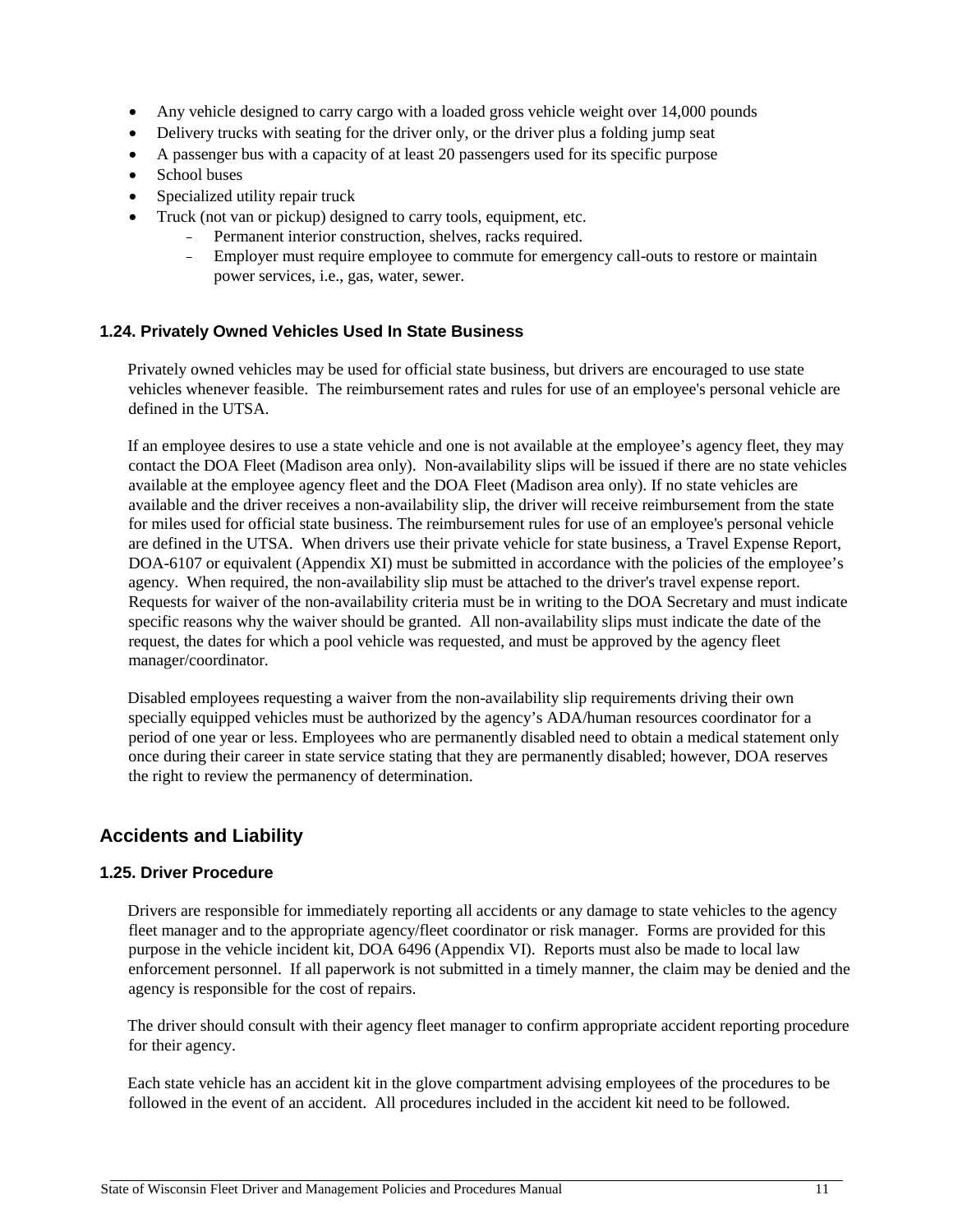- Any vehicle designed to carry cargo with a loaded gross vehicle weight over 14,000 pounds
- Delivery trucks with seating for the driver only, or the driver plus a folding jump seat
- A passenger bus with a capacity of at least 20 passengers used for its specific purpose
- School buses
- Specialized utility repair truck
- Truck (not van or pickup) designed to carry tools, equipment, etc.
  - Permanent interior construction, shelves, racks required.
  - Employer must require employee to commute for emergency call-outs to restore or maintain power services, i.e., gas, water, sewer.

### 1.24. Privately Owned Vehicles Used In State Business

Privately owned vehicles may be used for official state business, but drivers are encouraged to use state vehicles whenever feasible. The reimbursement rates and rules for use of an employee's personal vehicle are defined in the UTSA.

If an employee desires to use a state vehicle and one is not available at the employee's agency fleet, they may contact the DOA Fleet (Madison area only). Non-availability slips will be issued if there are no state vehicles available at the employee agency fleet and the DOA Fleet (Madison area only). If no state vehicles are available and the driver receives a non-availability slip, the driver will receive reimbursement from the state for miles used for official state business. The reimbursement rules for use of an employee's personal vehicle are defined in the UTSA. When drivers use their private vehicle for state business, a Travel Expense Report, DOA-6107 or equivalent (Appendix XI) must be submitted in accordance with the policies of the employee's agency. When required, the non-availability slip must be attached to the driver's travel expense report. Requests for waiver of the non-availability criteria must be in writing to the DOA Secretary and must indicate specific reasons why the waiver should be granted. All non-availability slips must indicate the date of the request, the dates for which a pool vehicle was requested, and must be approved by the agency fleet manager/coordinator.

Disabled employees requesting a waiver from the non-availability slip requirements driving their own specially equipped vehicles must be authorized by the agency's ADA/human resources coordinator for a period of one year or less. Employees who are permanently disabled need to obtain a medical statement only once during their career in state service stating that they are permanently disabled; however, DOA reserves the right to review the permanency of determination.

## Accidents and Liability

### 1.25. Driver Procedure

Drivers are responsible for immediately reporting all accidents or any damage to state vehicles to the agency fleet manager and to the appropriate agency/fleet coordinator or risk manager. Forms are provided for this purpose in the vehicle incident kit, DOA 6496 (Appendix VI). Reports must also be made to local law enforcement personnel. If all paperwork is not submitted in a timely manner, the claim may be denied and the agency is responsible for the cost of repairs.

The driver should consult with their agency fleet manager to confirm appropriate accident reporting procedure for their agency.

Each state vehicle has an accident kit in the glove compartment advising employees of the procedures to be followed in the event of an accident. All procedures included in the accident kit need to be followed.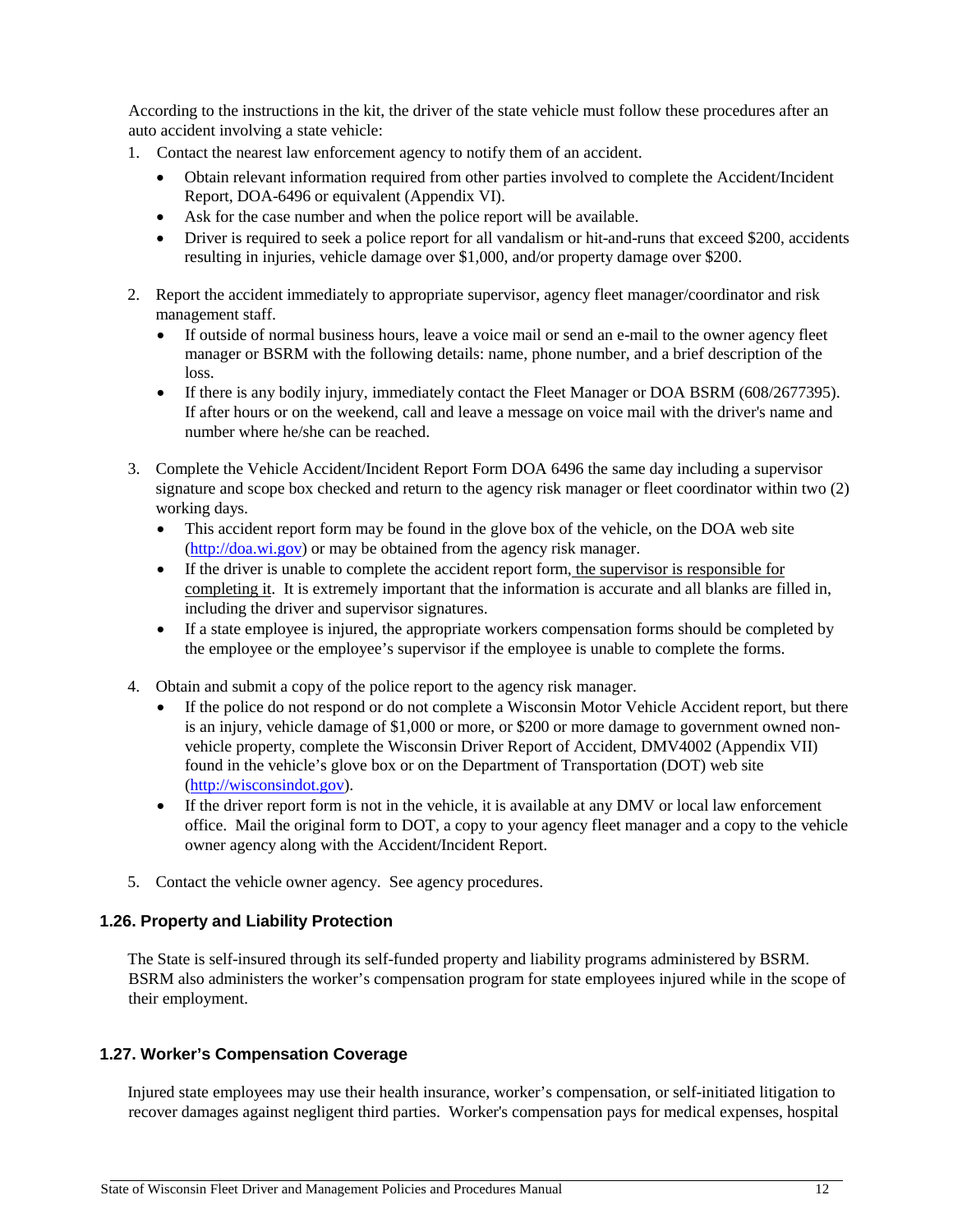According to the instructions in the kit, the driver of the state vehicle must follow these procedures after an auto accident involving a state vehicle:

1. Contact the nearest law enforcement agency to notify them of an accident.
   - Obtain relevant information required from other parties involved to complete the Accident/Incident Report, DOA-6496 or equivalent (Appendix VI).
   - Ask for the case number and when the police report will be available.
   - Driver is required to seek a police report for all vandalism or hit-and-runs that exceed $200, accidents resulting in injuries, vehicle damage over $1,000, and/or property damage over $200.

2. Report the accident immediately to appropriate supervisor, agency fleet manager/coordinator and risk management staff.
   - If outside of normal business hours, leave a voice mail or send an e-mail to the owner agency fleet manager or BSRM with the following details: name, phone number, and a brief description of the loss.
   - If there is any bodily injury, immediately contact the Fleet Manager or DOA BSRM (608/2677395). If after hours or on the weekend, call and leave a message on voice mail with the driver's name and number where he/she can be reached.

3. Complete the Vehicle Accident/Incident Report Form DOA 6496 the same day including a supervisor signature and scope box checked and return to the agency risk manager or fleet coordinator within two (2) working days.
   - This accident report form may be found in the glove box of the vehicle, on the DOA web site (http://doa.wi.gov) or may be obtained from the agency risk manager.
   - If the driver is unable to complete the accident report form, the supervisor is responsible for completing it. It is extremely important that the information is accurate and all blanks are filled in, including the driver and supervisor signatures.
   - If a state employee is injured, the appropriate workers compensation forms should be completed by the employee or the employee's supervisor if the employee is unable to complete the forms.

4. Obtain and submit a copy of the police report to the agency risk manager.
   - If the police do not respond or do not complete a Wisconsin Motor Vehicle Accident report, but there is an injury, vehicle damage of $1,000 or more, or $200 or more damage to government owned non-vehicle property, complete the Wisconsin Driver Report of Accident, DMV4002 (Appendix VII) found in the vehicle's glove box or on the Department of Transportation (DOT) web site (http://wisconsindot.gov).
   - If the driver report form is not in the vehicle, it is available at any DMV or local law enforcement office. Mail the original form to DOT, a copy to your agency fleet manager and a copy to the vehicle owner agency along with the Accident/Incident Report.

5. Contact the vehicle owner agency. See agency procedures.

### 1.26. Property and Liability Protection

The State is self-insured through its self-funded property and liability programs administered by BSRM. BSRM also administers the worker's compensation program for state employees injured while in the scope of their employment.

### 1.27. Worker's Compensation Coverage

Injured state employees may use their health insurance, worker's compensation, or self-initiated litigation to recover damages against negligent third parties. Worker's compensation pays for medical expenses, hospital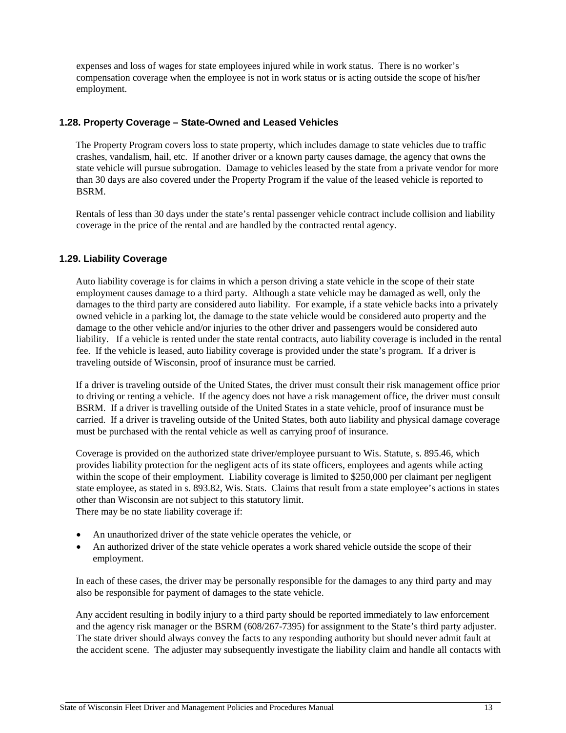expenses and loss of wages for state employees injured while in work status. There is no worker's compensation coverage when the employee is not in work status or is acting outside the scope of his/her employment.

### 1.28. Property Coverage – State-Owned and Leased Vehicles

The Property Program covers loss to state property, which includes damage to state vehicles due to traffic crashes, vandalism, hail, etc. If another driver or a known party causes damage, the agency that owns the state vehicle will pursue subrogation. Damage to vehicles leased by the state from a private vendor for more than 30 days are also covered under the Property Program if the value of the leased vehicle is reported to BSRM.

Rentals of less than 30 days under the state's rental passenger vehicle contract include collision and liability coverage in the price of the rental and are handled by the contracted rental agency.

### 1.29. Liability Coverage

Auto liability coverage is for claims in which a person driving a state vehicle in the scope of their state employment causes damage to a third party. Although a state vehicle may be damaged as well, only the damages to the third party are considered auto liability. For example, if a state vehicle backs into a privately owned vehicle in a parking lot, the damage to the state vehicle would be considered auto property and the damage to the other vehicle and/or injuries to the other driver and passengers would be considered auto liability. If a vehicle is rented under the state rental contracts, auto liability coverage is included in the rental fee. If the vehicle is leased, auto liability coverage is provided under the state's program. If a driver is traveling outside of Wisconsin, proof of insurance must be carried.

If a driver is traveling outside of the United States, the driver must consult their risk management office prior to driving or renting a vehicle. If the agency does not have a risk management office, the driver must consult BSRM. If a driver is travelling outside of the United States in a state vehicle, proof of insurance must be carried. If a driver is traveling outside of the United States, both auto liability and physical damage coverage must be purchased with the rental vehicle as well as carrying proof of insurance.

Coverage is provided on the authorized state driver/employee pursuant to Wis. Statute, s. 895.46, which provides liability protection for the negligent acts of its state officers, employees and agents while acting within the scope of their employment. Liability coverage is limited to $250,000 per claimant per negligent state employee, as stated in s. 893.82, Wis. Stats. Claims that result from a state employee's actions in states other than Wisconsin are not subject to this statutory limit.
There may be no state liability coverage if:

- An unauthorized driver of the state vehicle operates the vehicle, or
- An authorized driver of the state vehicle operates a work shared vehicle outside the scope of their employment.

In each of these cases, the driver may be personally responsible for the damages to any third party and may also be responsible for payment of damages to the state vehicle.

Any accident resulting in bodily injury to a third party should be reported immediately to law enforcement and the agency risk manager or the BSRM (608/267-7395) for assignment to the State's third party adjuster. The state driver should always convey the facts to any responding authority but should never admit fault at the accident scene. The adjuster may subsequently investigate the liability claim and handle all contacts with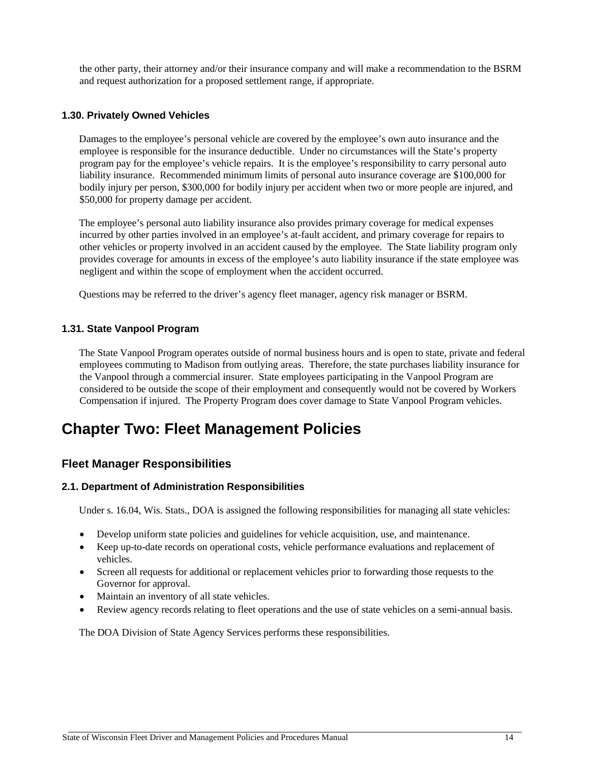the other party, their attorney and/or their insurance company and will make a recommendation to the BSRM and request authorization for a proposed settlement range, if appropriate.

### 1.30. Privately Owned Vehicles

Damages to the employee's personal vehicle are covered by the employee's own auto insurance and the employee is responsible for the insurance deductible. Under no circumstances will the State's property program pay for the employee's vehicle repairs. It is the employee's responsibility to carry personal auto liability insurance. Recommended minimum limits of personal auto insurance coverage are $100,000 for bodily injury per person, $300,000 for bodily injury per accident when two or more people are injured, and $50,000 for property damage per accident.

The employee's personal auto liability insurance also provides primary coverage for medical expenses incurred by other parties involved in an employee's at-fault accident, and primary coverage for repairs to other vehicles or property involved in an accident caused by the employee. The State liability program only provides coverage for amounts in excess of the employee's auto liability insurance if the state employee was negligent and within the scope of employment when the accident occurred.

Questions may be referred to the driver's agency fleet manager, agency risk manager or BSRM.

### 1.31. State Vanpool Program

The State Vanpool Program operates outside of normal business hours and is open to state, private and federal employees commuting to Madison from outlying areas. Therefore, the state purchases liability insurance for the Vanpool through a commercial insurer. State employees participating in the Vanpool Program are considered to be outside the scope of their employment and consequently would not be covered by Workers Compensation if injured. The Property Program does cover damage to State Vanpool Program vehicles.

# Chapter Two: Fleet Management Policies

## Fleet Manager Responsibilities

### 2.1. Department of Administration Responsibilities

Under s. 16.04, Wis. Stats., DOA is assigned the following responsibilities for managing all state vehicles:

- Develop uniform state policies and guidelines for vehicle acquisition, use, and maintenance.
- Keep up-to-date records on operational costs, vehicle performance evaluations and replacement of vehicles.
- Screen all requests for additional or replacement vehicles prior to forwarding those requests to the Governor for approval.
- Maintain an inventory of all state vehicles.
- Review agency records relating to fleet operations and the use of state vehicles on a semi-annual basis.

The DOA Division of State Agency Services performs these responsibilities.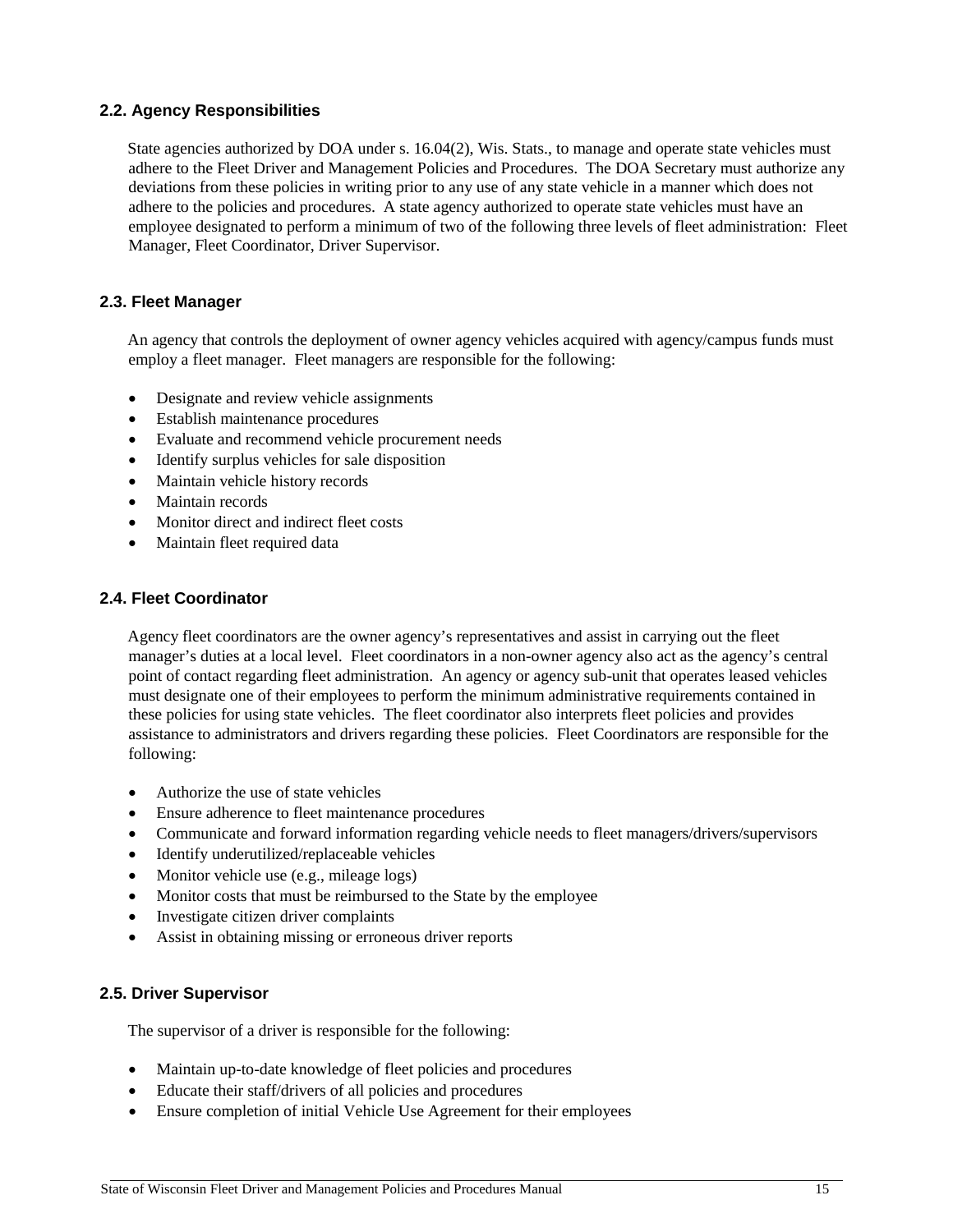### 2.2. Agency Responsibilities

State agencies authorized by DOA under s. 16.04(2), Wis. Stats., to manage and operate state vehicles must adhere to the Fleet Driver and Management Policies and Procedures. The DOA Secretary must authorize any deviations from these policies in writing prior to any use of any state vehicle in a manner which does not adhere to the policies and procedures. A state agency authorized to operate state vehicles must have an employee designated to perform a minimum of two of the following three levels of fleet administration: Fleet Manager, Fleet Coordinator, Driver Supervisor.

### 2.3. Fleet Manager

An agency that controls the deployment of owner agency vehicles acquired with agency/campus funds must employ a fleet manager. Fleet managers are responsible for the following:

- Designate and review vehicle assignments
- Establish maintenance procedures
- Evaluate and recommend vehicle procurement needs
- Identify surplus vehicles for sale disposition
- Maintain vehicle history records
- Maintain records
- Monitor direct and indirect fleet costs
- Maintain fleet required data

### 2.4. Fleet Coordinator

Agency fleet coordinators are the owner agency's representatives and assist in carrying out the fleet manager's duties at a local level. Fleet coordinators in a non-owner agency also act as the agency's central point of contact regarding fleet administration. An agency or agency sub-unit that operates leased vehicles must designate one of their employees to perform the minimum administrative requirements contained in these policies for using state vehicles. The fleet coordinator also interprets fleet policies and provides assistance to administrators and drivers regarding these policies. Fleet Coordinators are responsible for the following:

- Authorize the use of state vehicles
- Ensure adherence to fleet maintenance procedures
- Communicate and forward information regarding vehicle needs to fleet managers/drivers/supervisors
- Identify underutilized/replaceable vehicles
- Monitor vehicle use (e.g., mileage logs)
- Monitor costs that must be reimbursed to the State by the employee
- Investigate citizen driver complaints
- Assist in obtaining missing or erroneous driver reports

### 2.5. Driver Supervisor

The supervisor of a driver is responsible for the following:

- Maintain up-to-date knowledge of fleet policies and procedures
- Educate their staff/drivers of all policies and procedures
- Ensure completion of initial Vehicle Use Agreement for their employees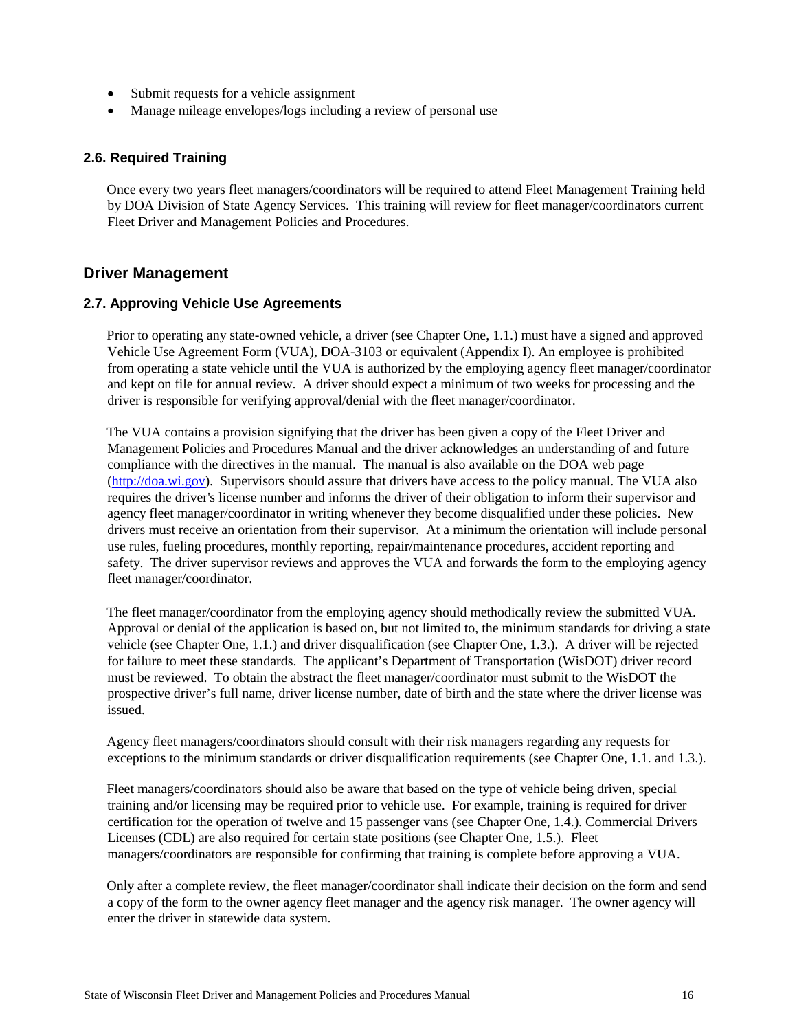- Submit requests for a vehicle assignment
- Manage mileage envelopes/logs including a review of personal use

### 2.6. Required Training

Once every two years fleet managers/coordinators will be required to attend Fleet Management Training held by DOA Division of State Agency Services. This training will review for fleet manager/coordinators current Fleet Driver and Management Policies and Procedures.

## Driver Management

### 2.7. Approving Vehicle Use Agreements

Prior to operating any state-owned vehicle, a driver (see Chapter One, 1.1.) must have a signed and approved Vehicle Use Agreement Form (VUA), DOA-3103 or equivalent (Appendix I). An employee is prohibited from operating a state vehicle until the VUA is authorized by the employing agency fleet manager/coordinator and kept on file for annual review. A driver should expect a minimum of two weeks for processing and the driver is responsible for verifying approval/denial with the fleet manager/coordinator.

The VUA contains a provision signifying that the driver has been given a copy of the Fleet Driver and Management Policies and Procedures Manual and the driver acknowledges an understanding of and future compliance with the directives in the manual. The manual is also available on the DOA web page (http://doa.wi.gov). Supervisors should assure that drivers have access to the policy manual. The VUA also requires the driver's license number and informs the driver of their obligation to inform their supervisor and agency fleet manager/coordinator in writing whenever they become disqualified under these policies. New drivers must receive an orientation from their supervisor. At a minimum the orientation will include personal use rules, fueling procedures, monthly reporting, repair/maintenance procedures, accident reporting and safety. The driver supervisor reviews and approves the VUA and forwards the form to the employing agency fleet manager/coordinator.

The fleet manager/coordinator from the employing agency should methodically review the submitted VUA. Approval or denial of the application is based on, but not limited to, the minimum standards for driving a state vehicle (see Chapter One, 1.1.) and driver disqualification (see Chapter One, 1.3.). A driver will be rejected for failure to meet these standards. The applicant's Department of Transportation (WisDOT) driver record must be reviewed. To obtain the abstract the fleet manager/coordinator must submit to the WisDOT the prospective driver's full name, driver license number, date of birth and the state where the driver license was issued.

Agency fleet managers/coordinators should consult with their risk managers regarding any requests for exceptions to the minimum standards or driver disqualification requirements (see Chapter One, 1.1. and 1.3.).

Fleet managers/coordinators should also be aware that based on the type of vehicle being driven, special training and/or licensing may be required prior to vehicle use. For example, training is required for driver certification for the operation of twelve and 15 passenger vans (see Chapter One, 1.4.). Commercial Drivers Licenses (CDL) are also required for certain state positions (see Chapter One, 1.5.). Fleet managers/coordinators are responsible for confirming that training is complete before approving a VUA.

Only after a complete review, the fleet manager/coordinator shall indicate their decision on the form and send a copy of the form to the owner agency fleet manager and the agency risk manager. The owner agency will enter the driver in statewide data system.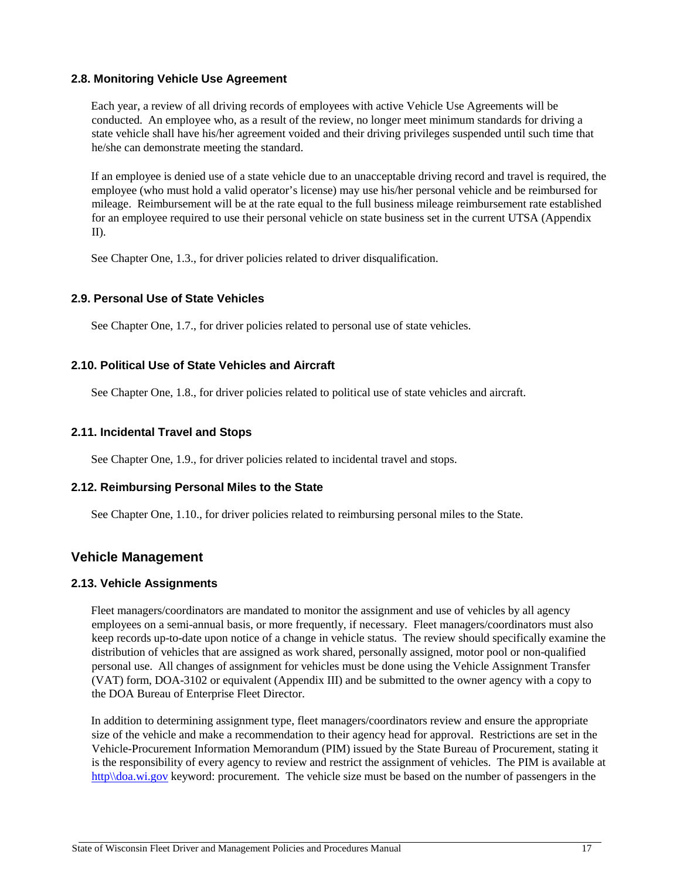### 2.8. Monitoring Vehicle Use Agreement

Each year, a review of all driving records of employees with active Vehicle Use Agreements will be conducted. An employee who, as a result of the review, no longer meet minimum standards for driving a state vehicle shall have his/her agreement voided and their driving privileges suspended until such time that he/she can demonstrate meeting the standard.

If an employee is denied use of a state vehicle due to an unacceptable driving record and travel is required, the employee (who must hold a valid operator's license) may use his/her personal vehicle and be reimbursed for mileage. Reimbursement will be at the rate equal to the full business mileage reimbursement rate established for an employee required to use their personal vehicle on state business set in the current UTSA (Appendix II).

See Chapter One, 1.3., for driver policies related to driver disqualification.

### 2.9. Personal Use of State Vehicles

See Chapter One, 1.7., for driver policies related to personal use of state vehicles.

### 2.10. Political Use of State Vehicles and Aircraft

See Chapter One, 1.8., for driver policies related to political use of state vehicles and aircraft.

### 2.11. Incidental Travel and Stops

See Chapter One, 1.9., for driver policies related to incidental travel and stops.

### 2.12. Reimbursing Personal Miles to the State

See Chapter One, 1.10., for driver policies related to reimbursing personal miles to the State.

## Vehicle Management

### 2.13. Vehicle Assignments

Fleet managers/coordinators are mandated to monitor the assignment and use of vehicles by all agency employees on a semi-annual basis, or more frequently, if necessary. Fleet managers/coordinators must also keep records up-to-date upon notice of a change in vehicle status. The review should specifically examine the distribution of vehicles that are assigned as work shared, personally assigned, motor pool or non-qualified personal use. All changes of assignment for vehicles must be done using the Vehicle Assignment Transfer (VAT) form, DOA-3102 or equivalent (Appendix III) and be submitted to the owner agency with a copy to the DOA Bureau of Enterprise Fleet Director.

In addition to determining assignment type, fleet managers/coordinators review and ensure the appropriate size of the vehicle and make a recommendation to their agency head for approval. Restrictions are set in the Vehicle-Procurement Information Memorandum (PIM) issued by the State Bureau of Procurement, stating it is the responsibility of every agency to review and restrict the assignment of vehicles. The PIM is available at [http\\doa.wi.gov](http\\doa.wi.gov) keyword: procurement. The vehicle size must be based on the number of passengers in the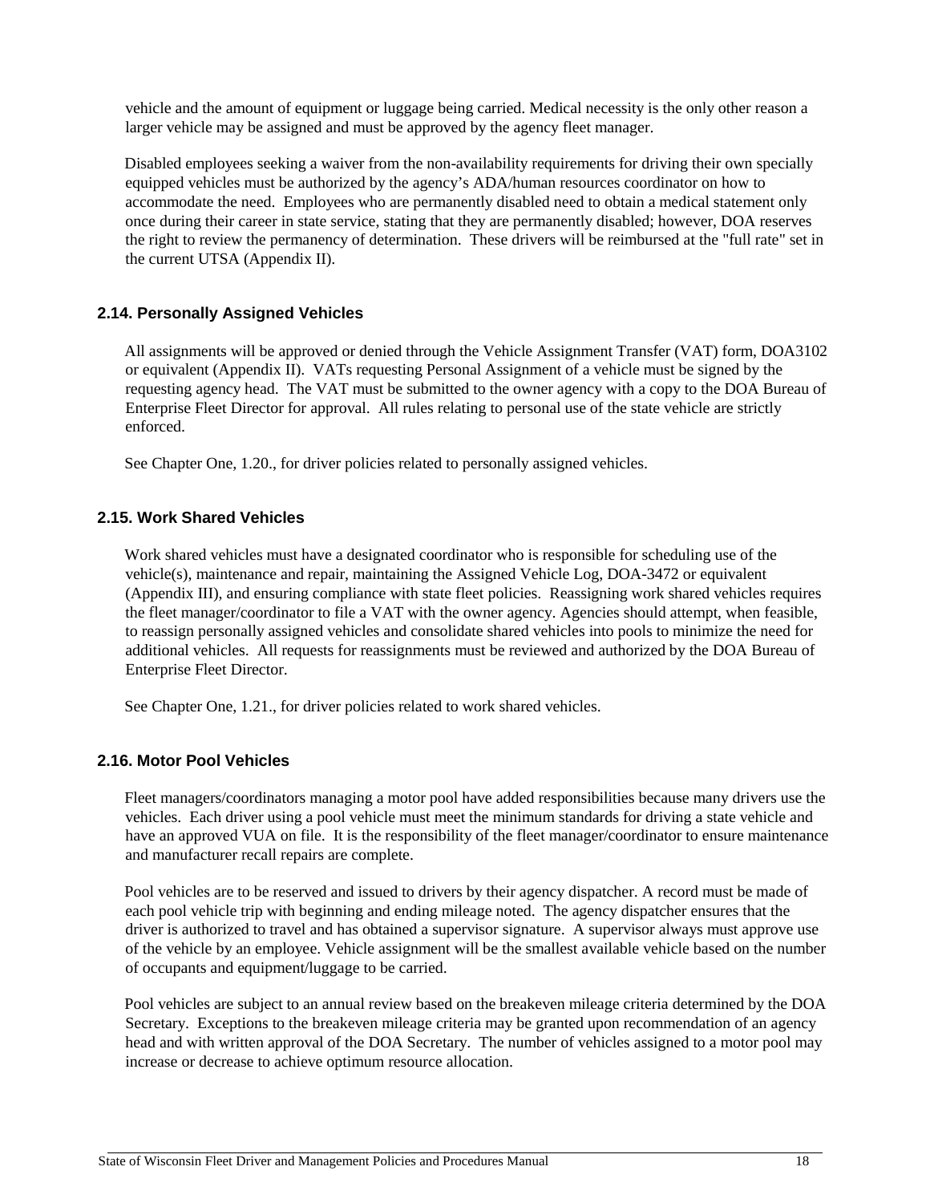vehicle and the amount of equipment or luggage being carried. Medical necessity is the only other reason a larger vehicle may be assigned and must be approved by the agency fleet manager.

Disabled employees seeking a waiver from the non-availability requirements for driving their own specially equipped vehicles must be authorized by the agency's ADA/human resources coordinator on how to accommodate the need. Employees who are permanently disabled need to obtain a medical statement only once during their career in state service, stating that they are permanently disabled; however, DOA reserves the right to review the permanency of determination. These drivers will be reimbursed at the "full rate" set in the current UTSA (Appendix II).

## 2.14. Personally Assigned Vehicles

All assignments will be approved or denied through the Vehicle Assignment Transfer (VAT) form, DOA3102 or equivalent (Appendix II). VATs requesting Personal Assignment of a vehicle must be signed by the requesting agency head. The VAT must be submitted to the owner agency with a copy to the DOA Bureau of Enterprise Fleet Director for approval. All rules relating to personal use of the state vehicle are strictly enforced.

See Chapter One, 1.20., for driver policies related to personally assigned vehicles.

## 2.15. Work Shared Vehicles

Work shared vehicles must have a designated coordinator who is responsible for scheduling use of the vehicle(s), maintenance and repair, maintaining the Assigned Vehicle Log, DOA-3472 or equivalent (Appendix III), and ensuring compliance with state fleet policies. Reassigning work shared vehicles requires the fleet manager/coordinator to file a VAT with the owner agency. Agencies should attempt, when feasible, to reassign personally assigned vehicles and consolidate shared vehicles into pools to minimize the need for additional vehicles. All requests for reassignments must be reviewed and authorized by the DOA Bureau of Enterprise Fleet Director.

See Chapter One, 1.21., for driver policies related to work shared vehicles.

## 2.16. Motor Pool Vehicles

Fleet managers/coordinators managing a motor pool have added responsibilities because many drivers use the vehicles. Each driver using a pool vehicle must meet the minimum standards for driving a state vehicle and have an approved VUA on file. It is the responsibility of the fleet manager/coordinator to ensure maintenance and manufacturer recall repairs are complete.

Pool vehicles are to be reserved and issued to drivers by their agency dispatcher. A record must be made of each pool vehicle trip with beginning and ending mileage noted. The agency dispatcher ensures that the driver is authorized to travel and has obtained a supervisor signature. A supervisor always must approve use of the vehicle by an employee. Vehicle assignment will be the smallest available vehicle based on the number of occupants and equipment/luggage to be carried.

Pool vehicles are subject to an annual review based on the breakeven mileage criteria determined by the DOA Secretary. Exceptions to the breakeven mileage criteria may be granted upon recommendation of an agency head and with written approval of the DOA Secretary. The number of vehicles assigned to a motor pool may increase or decrease to achieve optimum resource allocation.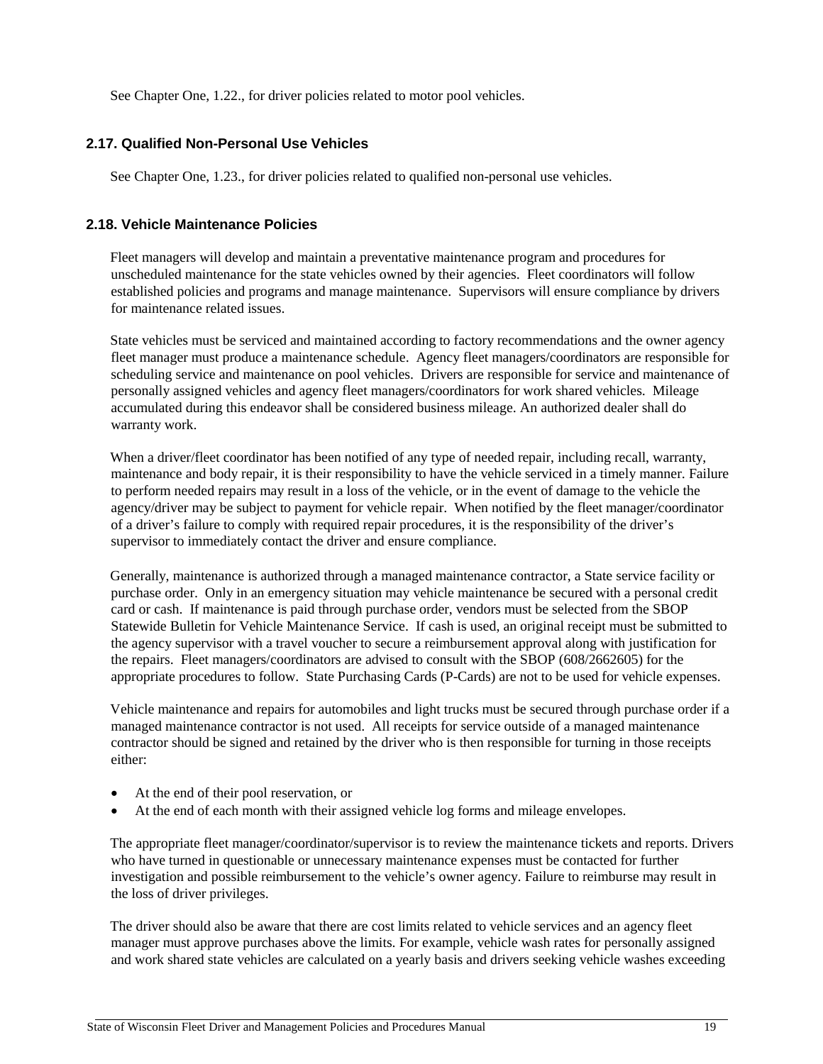See Chapter One, 1.22., for driver policies related to motor pool vehicles.

### 2.17. Qualified Non-Personal Use Vehicles

See Chapter One, 1.23., for driver policies related to qualified non-personal use vehicles.

### 2.18. Vehicle Maintenance Policies

Fleet managers will develop and maintain a preventative maintenance program and procedures for unscheduled maintenance for the state vehicles owned by their agencies. Fleet coordinators will follow established policies and programs and manage maintenance. Supervisors will ensure compliance by drivers for maintenance related issues.

State vehicles must be serviced and maintained according to factory recommendations and the owner agency fleet manager must produce a maintenance schedule. Agency fleet managers/coordinators are responsible for scheduling service and maintenance on pool vehicles. Drivers are responsible for service and maintenance of personally assigned vehicles and agency fleet managers/coordinators for work shared vehicles. Mileage accumulated during this endeavor shall be considered business mileage. An authorized dealer shall do warranty work.

When a driver/fleet coordinator has been notified of any type of needed repair, including recall, warranty, maintenance and body repair, it is their responsibility to have the vehicle serviced in a timely manner. Failure to perform needed repairs may result in a loss of the vehicle, or in the event of damage to the vehicle the agency/driver may be subject to payment for vehicle repair. When notified by the fleet manager/coordinator of a driver's failure to comply with required repair procedures, it is the responsibility of the driver's supervisor to immediately contact the driver and ensure compliance.

Generally, maintenance is authorized through a managed maintenance contractor, a State service facility or purchase order. Only in an emergency situation may vehicle maintenance be secured with a personal credit card or cash. If maintenance is paid through purchase order, vendors must be selected from the SBOP Statewide Bulletin for Vehicle Maintenance Service. If cash is used, an original receipt must be submitted to the agency supervisor with a travel voucher to secure a reimbursement approval along with justification for the repairs. Fleet managers/coordinators are advised to consult with the SBOP (608/2662605) for the appropriate procedures to follow. State Purchasing Cards (P-Cards) are not to be used for vehicle expenses.

Vehicle maintenance and repairs for automobiles and light trucks must be secured through purchase order if a managed maintenance contractor is not used. All receipts for service outside of a managed maintenance contractor should be signed and retained by the driver who is then responsible for turning in those receipts either:

- At the end of their pool reservation, or
- At the end of each month with their assigned vehicle log forms and mileage envelopes.

The appropriate fleet manager/coordinator/supervisor is to review the maintenance tickets and reports. Drivers who have turned in questionable or unnecessary maintenance expenses must be contacted for further investigation and possible reimbursement to the vehicle's owner agency. Failure to reimburse may result in the loss of driver privileges.

The driver should also be aware that there are cost limits related to vehicle services and an agency fleet manager must approve purchases above the limits. For example, vehicle wash rates for personally assigned and work shared state vehicles are calculated on a yearly basis and drivers seeking vehicle washes exceeding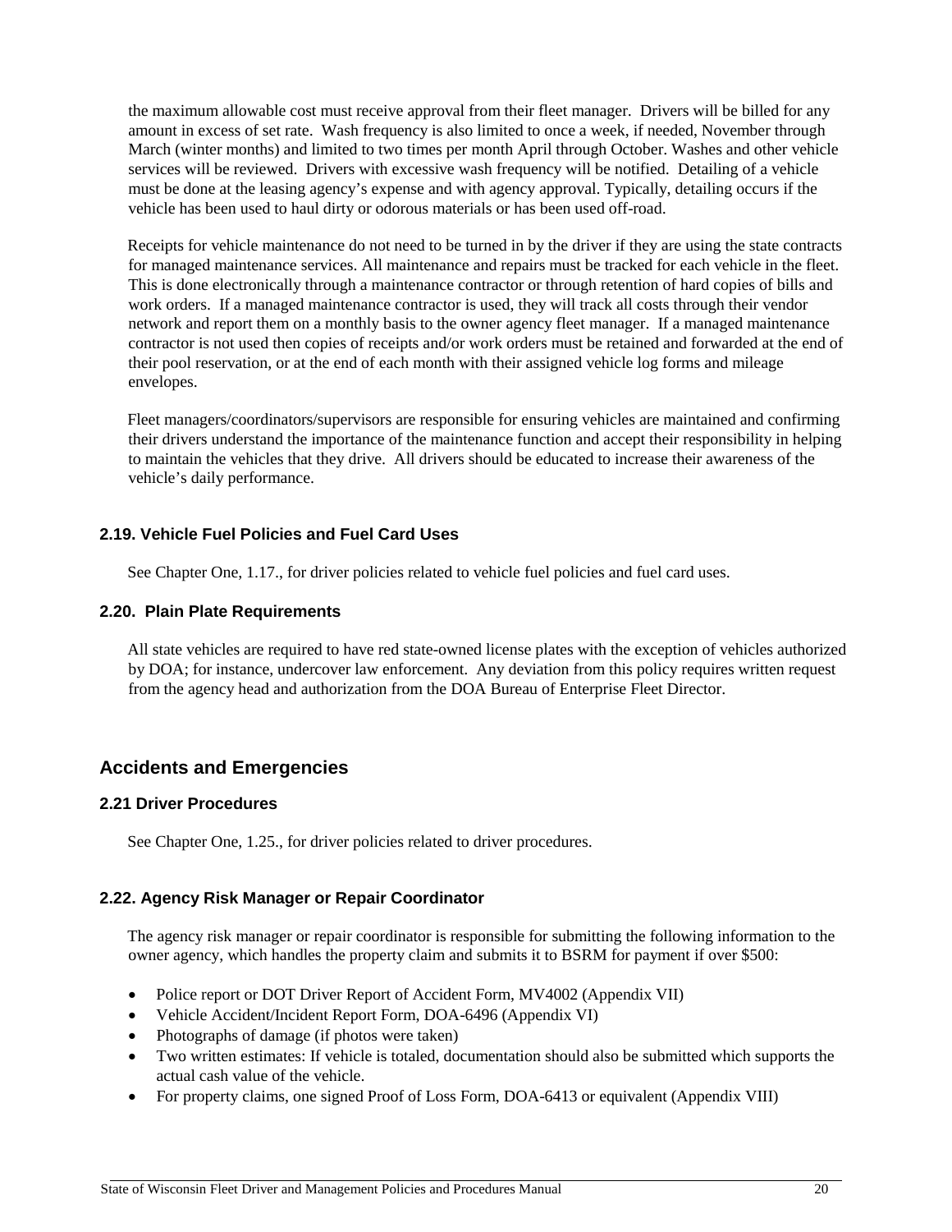the maximum allowable cost must receive approval from their fleet manager. Drivers will be billed for any amount in excess of set rate. Wash frequency is also limited to once a week, if needed, November through March (winter months) and limited to two times per month April through October. Washes and other vehicle services will be reviewed. Drivers with excessive wash frequency will be notified. Detailing of a vehicle must be done at the leasing agency's expense and with agency approval. Typically, detailing occurs if the vehicle has been used to haul dirty or odorous materials or has been used off-road.

Receipts for vehicle maintenance do not need to be turned in by the driver if they are using the state contracts for managed maintenance services. All maintenance and repairs must be tracked for each vehicle in the fleet. This is done electronically through a maintenance contractor or through retention of hard copies of bills and work orders. If a managed maintenance contractor is used, they will track all costs through their vendor network and report them on a monthly basis to the owner agency fleet manager. If a managed maintenance contractor is not used then copies of receipts and/or work orders must be retained and forwarded at the end of their pool reservation, or at the end of each month with their assigned vehicle log forms and mileage envelopes.

Fleet managers/coordinators/supervisors are responsible for ensuring vehicles are maintained and confirming their drivers understand the importance of the maintenance function and accept their responsibility in helping to maintain the vehicles that they drive. All drivers should be educated to increase their awareness of the vehicle's daily performance.

### 2.19. Vehicle Fuel Policies and Fuel Card Uses

See Chapter One, 1.17., for driver policies related to vehicle fuel policies and fuel card uses.

### 2.20. Plain Plate Requirements

All state vehicles are required to have red state-owned license plates with the exception of vehicles authorized by DOA; for instance, undercover law enforcement. Any deviation from this policy requires written request from the agency head and authorization from the DOA Bureau of Enterprise Fleet Director.

## Accidents and Emergencies

### 2.21 Driver Procedures

See Chapter One, 1.25., for driver policies related to driver procedures.

### 2.22. Agency Risk Manager or Repair Coordinator

The agency risk manager or repair coordinator is responsible for submitting the following information to the owner agency, which handles the property claim and submits it to BSRM for payment if over $500:

- Police report or DOT Driver Report of Accident Form, MV4002 (Appendix VII)
- Vehicle Accident/Incident Report Form, DOA-6496 (Appendix VI)
- Photographs of damage (if photos were taken)
- Two written estimates: If vehicle is totaled, documentation should also be submitted which supports the actual cash value of the vehicle.
- For property claims, one signed Proof of Loss Form, DOA-6413 or equivalent (Appendix VIII)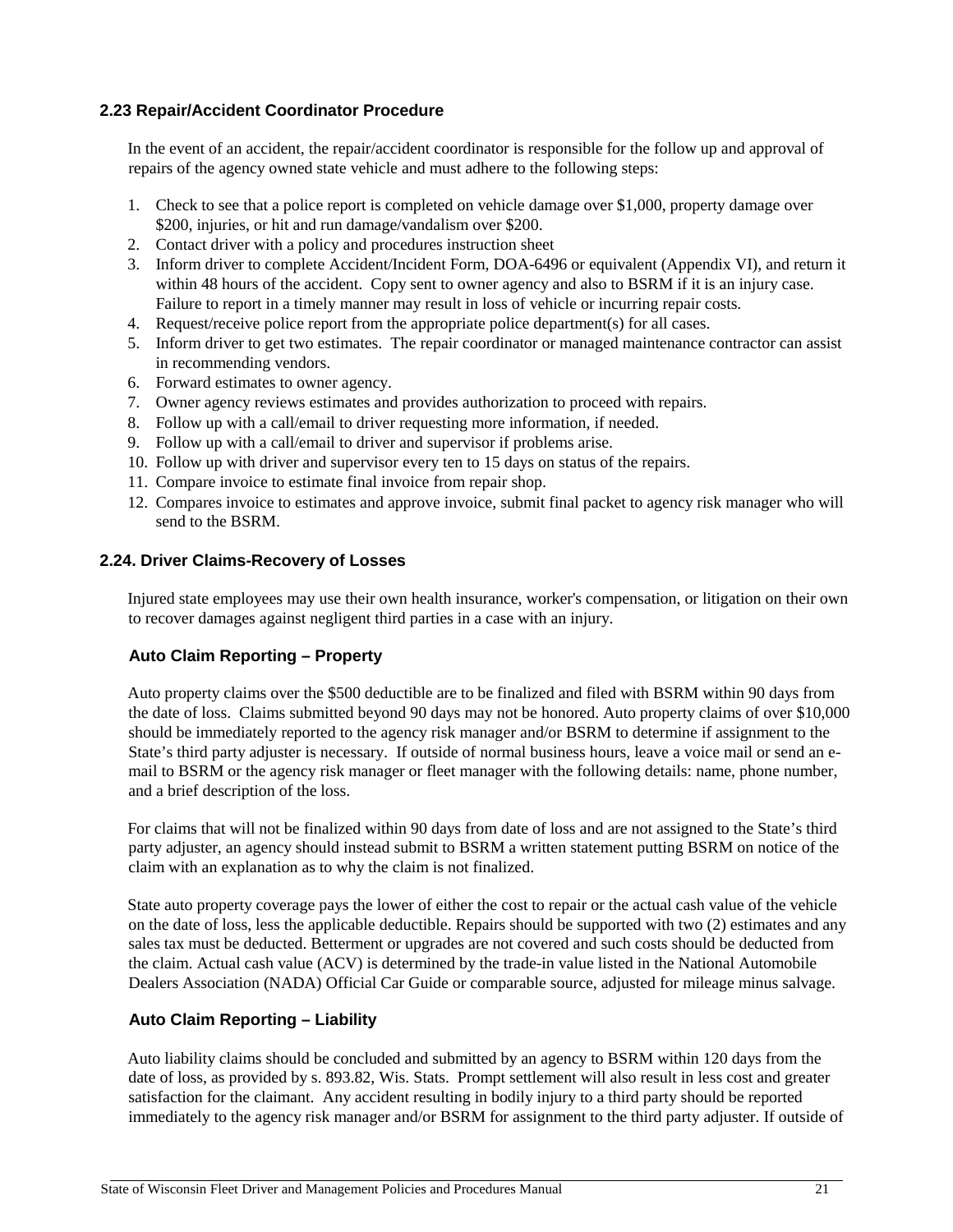## 2.23 Repair/Accident Coordinator Procedure

In the event of an accident, the repair/accident coordinator is responsible for the follow up and approval of repairs of the agency owned state vehicle and must adhere to the following steps:

1. Check to see that a police report is completed on vehicle damage over $1,000, property damage over $200, injuries, or hit and run damage/vandalism over $200.
2. Contact driver with a policy and procedures instruction sheet
3. Inform driver to complete Accident/Incident Form, DOA-6496 or equivalent (Appendix VI), and return it within 48 hours of the accident. Copy sent to owner agency and also to BSRM if it is an injury case. Failure to report in a timely manner may result in loss of vehicle or incurring repair costs.
4. Request/receive police report from the appropriate police department(s) for all cases.
5. Inform driver to get two estimates. The repair coordinator or managed maintenance contractor can assist in recommending vendors.
6. Forward estimates to owner agency.
7. Owner agency reviews estimates and provides authorization to proceed with repairs.
8. Follow up with a call/email to driver requesting more information, if needed.
9. Follow up with a call/email to driver and supervisor if problems arise.
10. Follow up with driver and supervisor every ten to 15 days on status of the repairs.
11. Compare invoice to estimate final invoice from repair shop.
12. Compares invoice to estimates and approve invoice, submit final packet to agency risk manager who will send to the BSRM.

## 2.24. Driver Claims-Recovery of Losses

Injured state employees may use their own health insurance, worker's compensation, or litigation on their own to recover damages against negligent third parties in a case with an injury.

### Auto Claim Reporting – Property

Auto property claims over the $500 deductible are to be finalized and filed with BSRM within 90 days from the date of loss. Claims submitted beyond 90 days may not be honored. Auto property claims of over $10,000 should be immediately reported to the agency risk manager and/or BSRM to determine if assignment to the State's third party adjuster is necessary. If outside of normal business hours, leave a voice mail or send an e-mail to BSRM or the agency risk manager or fleet manager with the following details: name, phone number, and a brief description of the loss.

For claims that will not be finalized within 90 days from date of loss and are not assigned to the State's third party adjuster, an agency should instead submit to BSRM a written statement putting BSRM on notice of the claim with an explanation as to why the claim is not finalized.

State auto property coverage pays the lower of either the cost to repair or the actual cash value of the vehicle on the date of loss, less the applicable deductible. Repairs should be supported with two (2) estimates and any sales tax must be deducted. Betterment or upgrades are not covered and such costs should be deducted from the claim. Actual cash value (ACV) is determined by the trade-in value listed in the National Automobile Dealers Association (NADA) Official Car Guide or comparable source, adjusted for mileage minus salvage.

### Auto Claim Reporting – Liability

Auto liability claims should be concluded and submitted by an agency to BSRM within 120 days from the date of loss, as provided by s. 893.82, Wis. Stats. Prompt settlement will also result in less cost and greater satisfaction for the claimant. Any accident resulting in bodily injury to a third party should be reported immediately to the agency risk manager and/or BSRM for assignment to the third party adjuster. If outside of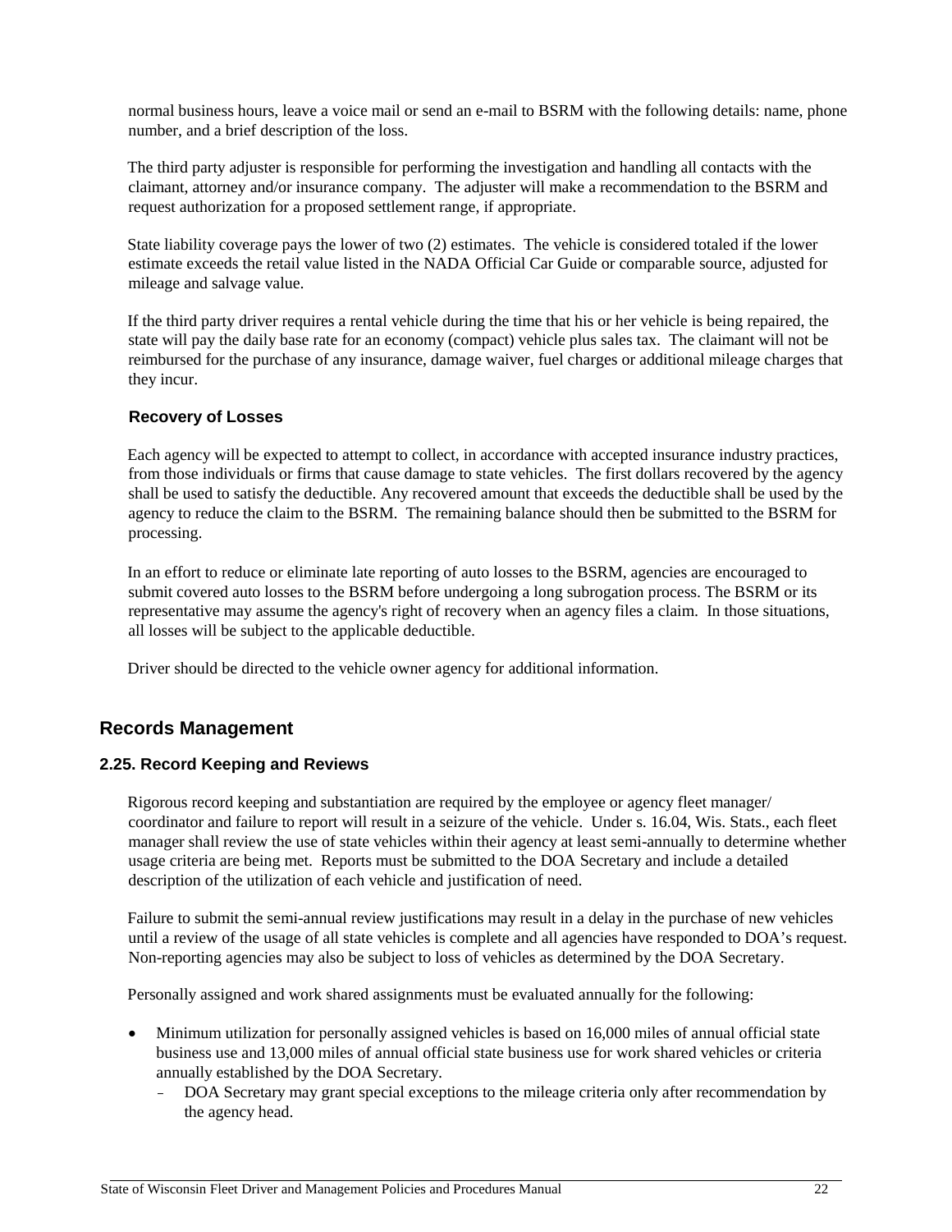normal business hours, leave a voice mail or send an e-mail to BSRM with the following details: name, phone number, and a brief description of the loss.

The third party adjuster is responsible for performing the investigation and handling all contacts with the claimant, attorney and/or insurance company. The adjuster will make a recommendation to the BSRM and request authorization for a proposed settlement range, if appropriate.

State liability coverage pays the lower of two (2) estimates. The vehicle is considered totaled if the lower estimate exceeds the retail value listed in the NADA Official Car Guide or comparable source, adjusted for mileage and salvage value.

If the third party driver requires a rental vehicle during the time that his or her vehicle is being repaired, the state will pay the daily base rate for an economy (compact) vehicle plus sales tax. The claimant will not be reimbursed for the purchase of any insurance, damage waiver, fuel charges or additional mileage charges that they incur.

#### Recovery of Losses

Each agency will be expected to attempt to collect, in accordance with accepted insurance industry practices, from those individuals or firms that cause damage to state vehicles. The first dollars recovered by the agency shall be used to satisfy the deductible. Any recovered amount that exceeds the deductible shall be used by the agency to reduce the claim to the BSRM. The remaining balance should then be submitted to the BSRM for processing.

In an effort to reduce or eliminate late reporting of auto losses to the BSRM, agencies are encouraged to submit covered auto losses to the BSRM before undergoing a long subrogation process. The BSRM or its representative may assume the agency's right of recovery when an agency files a claim. In those situations, all losses will be subject to the applicable deductible.

Driver should be directed to the vehicle owner agency for additional information.

## Records Management

### 2.25. Record Keeping and Reviews

Rigorous record keeping and substantiation are required by the employee or agency fleet manager/ coordinator and failure to report will result in a seizure of the vehicle. Under s. 16.04, Wis. Stats., each fleet manager shall review the use of state vehicles within their agency at least semi-annually to determine whether usage criteria are being met. Reports must be submitted to the DOA Secretary and include a detailed description of the utilization of each vehicle and justification of need.

Failure to submit the semi-annual review justifications may result in a delay in the purchase of new vehicles until a review of the usage of all state vehicles is complete and all agencies have responded to DOA's request. Non-reporting agencies may also be subject to loss of vehicles as determined by the DOA Secretary.

Personally assigned and work shared assignments must be evaluated annually for the following:

- Minimum utilization for personally assigned vehicles is based on 16,000 miles of annual official state business use and 13,000 miles of annual official state business use for work shared vehicles or criteria annually established by the DOA Secretary.
  - DOA Secretary may grant special exceptions to the mileage criteria only after recommendation by the agency head.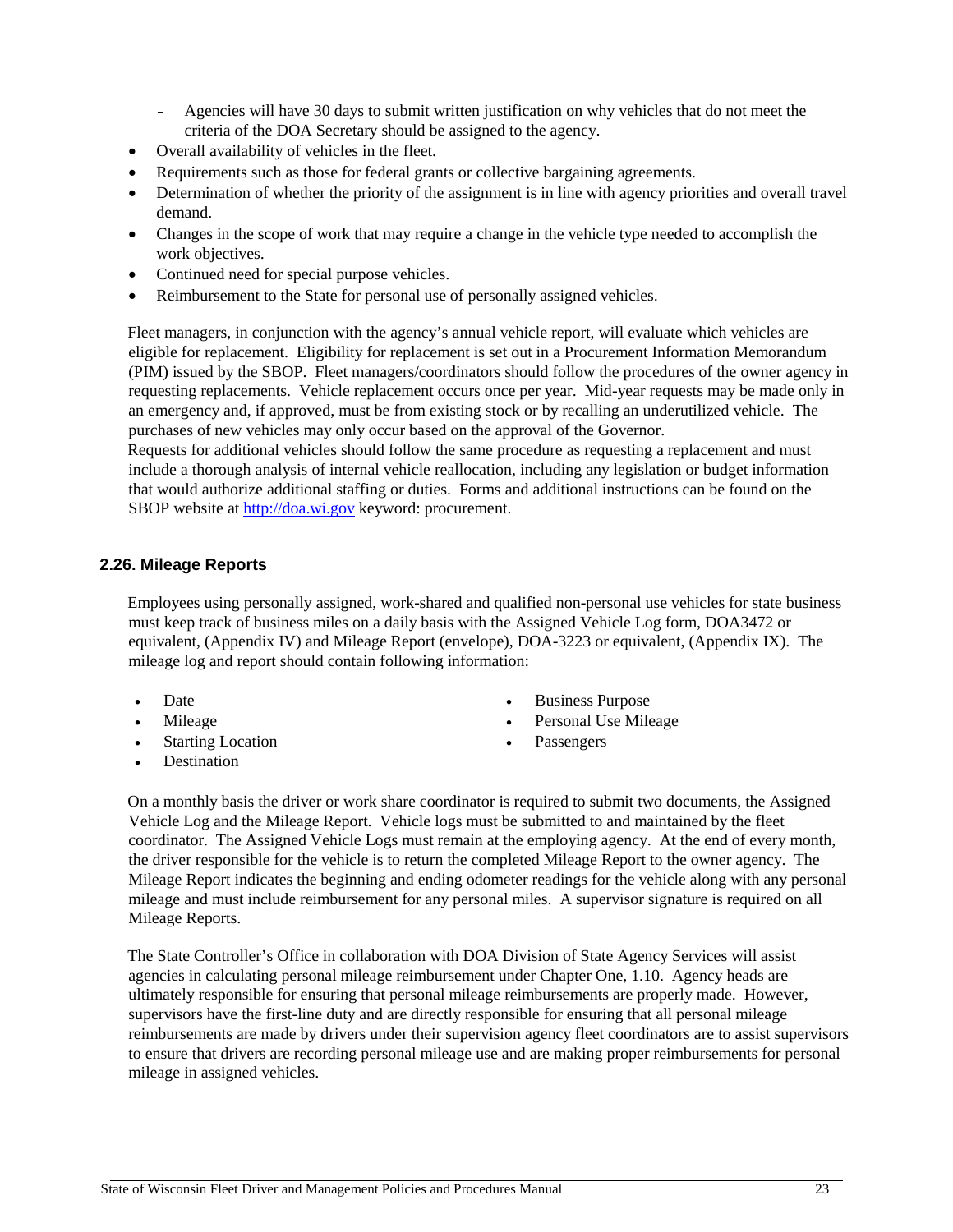- Agencies will have 30 days to submit written justification on why vehicles that do not meet the criteria of the DOA Secretary should be assigned to the agency.

- Overall availability of vehicles in the fleet.
- Requirements such as those for federal grants or collective bargaining agreements.
- Determination of whether the priority of the assignment is in line with agency priorities and overall travel demand.
- Changes in the scope of work that may require a change in the vehicle type needed to accomplish the work objectives.
- Continued need for special purpose vehicles.
- Reimbursement to the State for personal use of personally assigned vehicles.

Fleet managers, in conjunction with the agency's annual vehicle report, will evaluate which vehicles are eligible for replacement. Eligibility for replacement is set out in a Procurement Information Memorandum (PIM) issued by the SBOP. Fleet managers/coordinators should follow the procedures of the owner agency in requesting replacements. Vehicle replacement occurs once per year. Mid-year requests may be made only in an emergency and, if approved, must be from existing stock or by recalling an underutilized vehicle. The purchases of new vehicles may only occur based on the approval of the Governor.
Requests for additional vehicles should follow the same procedure as requesting a replacement and must include a thorough analysis of internal vehicle reallocation, including any legislation or budget information that would authorize additional staffing or duties. Forms and additional instructions can be found on the SBOP website at http://doa.wi.gov keyword: procurement.

### 2.26. Mileage Reports

Employees using personally assigned, work-shared and qualified non-personal use vehicles for state business must keep track of business miles on a daily basis with the Assigned Vehicle Log form, DOA3472 or equivalent, (Appendix IV) and Mileage Report (envelope), DOA-3223 or equivalent, (Appendix IX). The mileage log and report should contain following information:

- Date
- Mileage
- Starting Location
- Destination
- Business Purpose
- Personal Use Mileage
- Passengers

On a monthly basis the driver or work share coordinator is required to submit two documents, the Assigned Vehicle Log and the Mileage Report. Vehicle logs must be submitted to and maintained by the fleet coordinator. The Assigned Vehicle Logs must remain at the employing agency. At the end of every month, the driver responsible for the vehicle is to return the completed Mileage Report to the owner agency. The Mileage Report indicates the beginning and ending odometer readings for the vehicle along with any personal mileage and must include reimbursement for any personal miles. A supervisor signature is required on all Mileage Reports.

The State Controller's Office in collaboration with DOA Division of State Agency Services will assist agencies in calculating personal mileage reimbursement under Chapter One, 1.10. Agency heads are ultimately responsible for ensuring that personal mileage reimbursements are properly made. However, supervisors have the first-line duty and are directly responsible for ensuring that all personal mileage reimbursements are made by drivers under their supervision agency fleet coordinators are to assist supervisors to ensure that drivers are recording personal mileage use and are making proper reimbursements for personal mileage in assigned vehicles.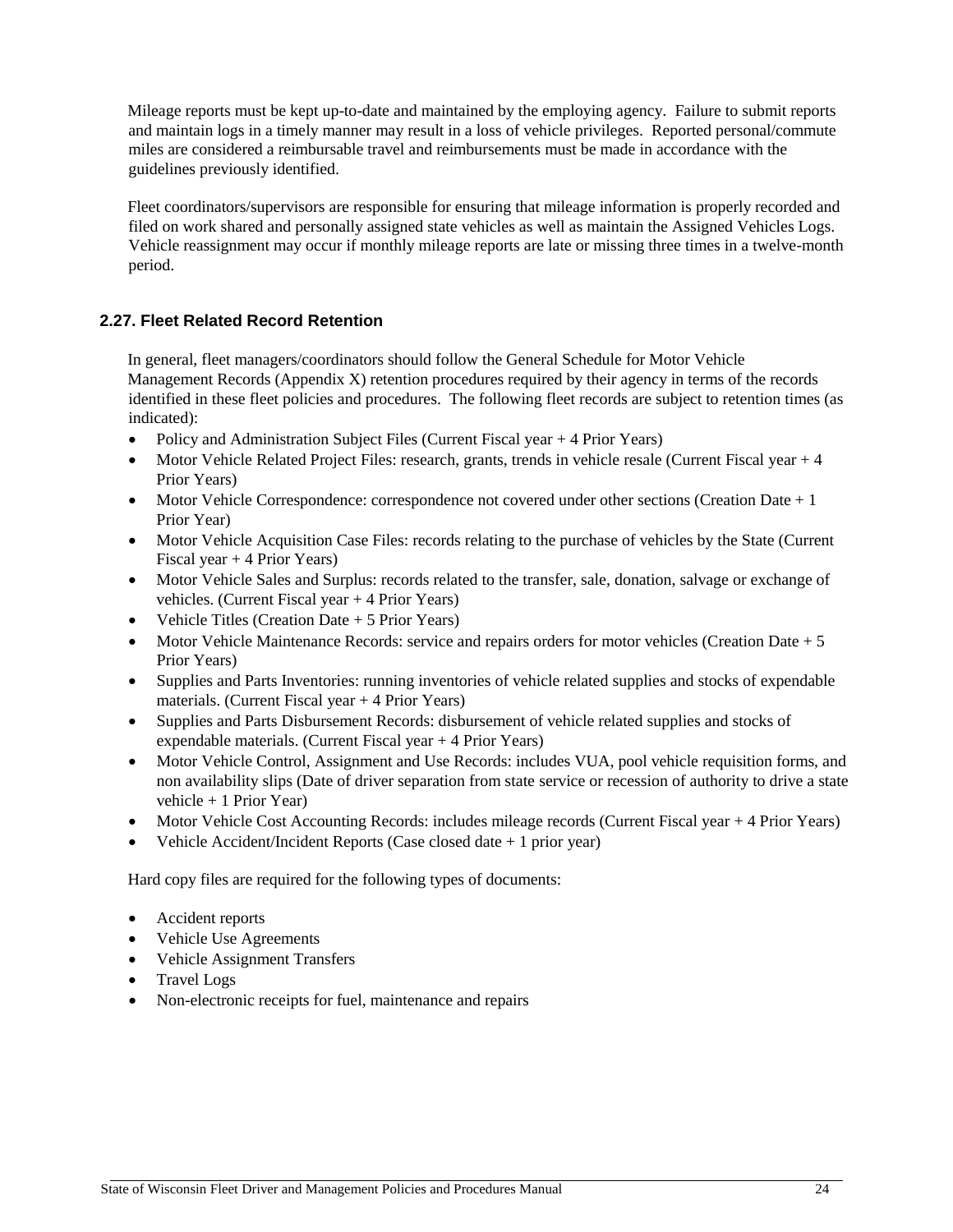Mileage reports must be kept up-to-date and maintained by the employing agency. Failure to submit reports and maintain logs in a timely manner may result in a loss of vehicle privileges. Reported personal/commute miles are considered a reimbursable travel and reimbursements must be made in accordance with the guidelines previously identified.

Fleet coordinators/supervisors are responsible for ensuring that mileage information is properly recorded and filed on work shared and personally assigned state vehicles as well as maintain the Assigned Vehicles Logs. Vehicle reassignment may occur if monthly mileage reports are late or missing three times in a twelve-month period.

### 2.27. Fleet Related Record Retention

In general, fleet managers/coordinators should follow the General Schedule for Motor Vehicle Management Records (Appendix X) retention procedures required by their agency in terms of the records identified in these fleet policies and procedures. The following fleet records are subject to retention times (as indicated):

- Policy and Administration Subject Files (Current Fiscal year + 4 Prior Years)
- Motor Vehicle Related Project Files: research, grants, trends in vehicle resale (Current Fiscal year + 4 Prior Years)
- Motor Vehicle Correspondence: correspondence not covered under other sections (Creation Date + 1 Prior Year)
- Motor Vehicle Acquisition Case Files: records relating to the purchase of vehicles by the State (Current Fiscal year + 4 Prior Years)
- Motor Vehicle Sales and Surplus: records related to the transfer, sale, donation, salvage or exchange of vehicles. (Current Fiscal year + 4 Prior Years)
- Vehicle Titles (Creation Date + 5 Prior Years)
- Motor Vehicle Maintenance Records: service and repairs orders for motor vehicles (Creation Date + 5 Prior Years)
- Supplies and Parts Inventories: running inventories of vehicle related supplies and stocks of expendable materials. (Current Fiscal year + 4 Prior Years)
- Supplies and Parts Disbursement Records: disbursement of vehicle related supplies and stocks of expendable materials. (Current Fiscal year + 4 Prior Years)
- Motor Vehicle Control, Assignment and Use Records: includes VUA, pool vehicle requisition forms, and non availability slips (Date of driver separation from state service or recession of authority to drive a state vehicle + 1 Prior Year)
- Motor Vehicle Cost Accounting Records: includes mileage records (Current Fiscal year + 4 Prior Years)
- Vehicle Accident/Incident Reports (Case closed date + 1 prior year)

Hard copy files are required for the following types of documents:

- Accident reports
- Vehicle Use Agreements
- Vehicle Assignment Transfers
- Travel Logs
- Non-electronic receipts for fuel, maintenance and repairs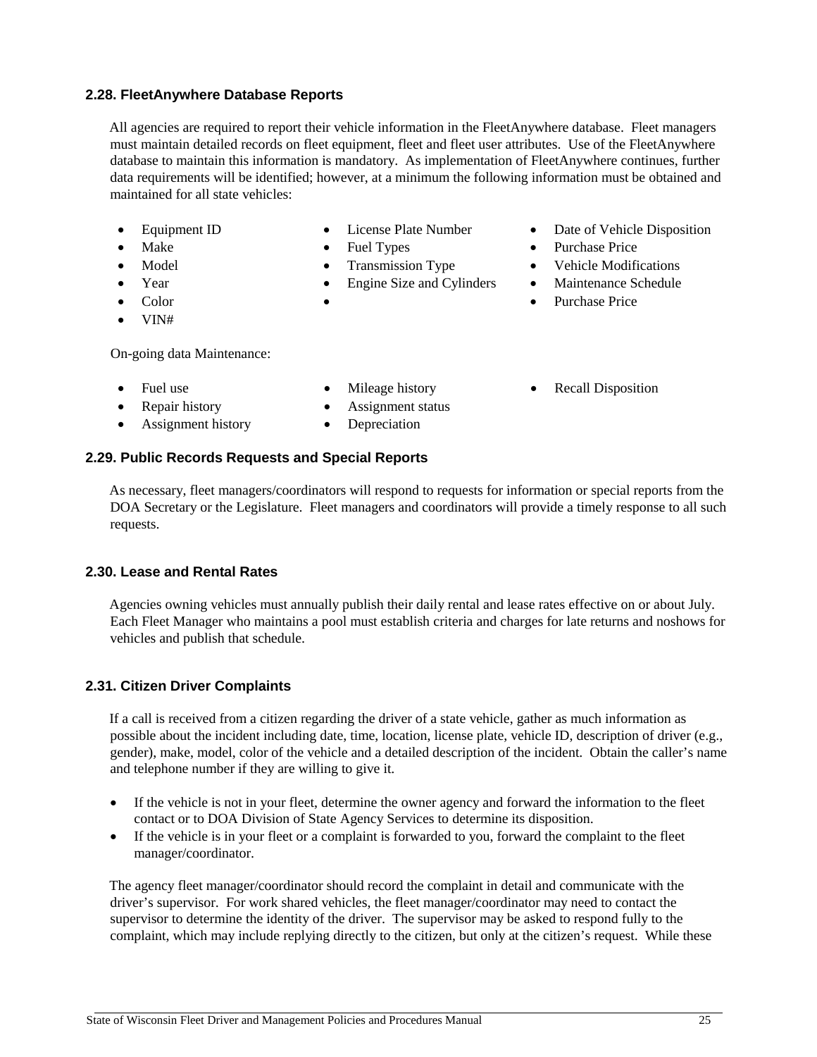## 2.28. FleetAnywhere Database Reports

All agencies are required to report their vehicle information in the FleetAnywhere database. Fleet managers must maintain detailed records on fleet equipment, fleet and fleet user attributes. Use of the FleetAnywhere database to maintain this information is mandatory. As implementation of FleetAnywhere continues, further data requirements will be identified; however, at a minimum the following information must be obtained and maintained for all state vehicles:

- Equipment ID
- Make
- Model
- Year
- Color
- VIN#
- License Plate Number
- Fuel Types
- Transmission Type
- Engine Size and Cylinders
- 
- Date of Vehicle Disposition
- Purchase Price
- Vehicle Modifications
- Maintenance Schedule
- Purchase Price

On-going data Maintenance:

- Fuel use
- Repair history
- Assignment history
- Mileage history
- Assignment status
- Depreciation
- Recall Disposition

## 2.29. Public Records Requests and Special Reports

As necessary, fleet managers/coordinators will respond to requests for information or special reports from the DOA Secretary or the Legislature. Fleet managers and coordinators will provide a timely response to all such requests.

## 2.30. Lease and Rental Rates

Agencies owning vehicles must annually publish their daily rental and lease rates effective on or about July. Each Fleet Manager who maintains a pool must establish criteria and charges for late returns and noshows for vehicles and publish that schedule.

## 2.31. Citizen Driver Complaints

If a call is received from a citizen regarding the driver of a state vehicle, gather as much information as possible about the incident including date, time, location, license plate, vehicle ID, description of driver (e.g., gender), make, model, color of the vehicle and a detailed description of the incident. Obtain the caller's name and telephone number if they are willing to give it.

- If the vehicle is not in your fleet, determine the owner agency and forward the information to the fleet contact or to DOA Division of State Agency Services to determine its disposition.
- If the vehicle is in your fleet or a complaint is forwarded to you, forward the complaint to the fleet manager/coordinator.

The agency fleet manager/coordinator should record the complaint in detail and communicate with the driver's supervisor. For work shared vehicles, the fleet manager/coordinator may need to contact the supervisor to determine the identity of the driver. The supervisor may be asked to respond fully to the complaint, which may include replying directly to the citizen, but only at the citizen's request. While these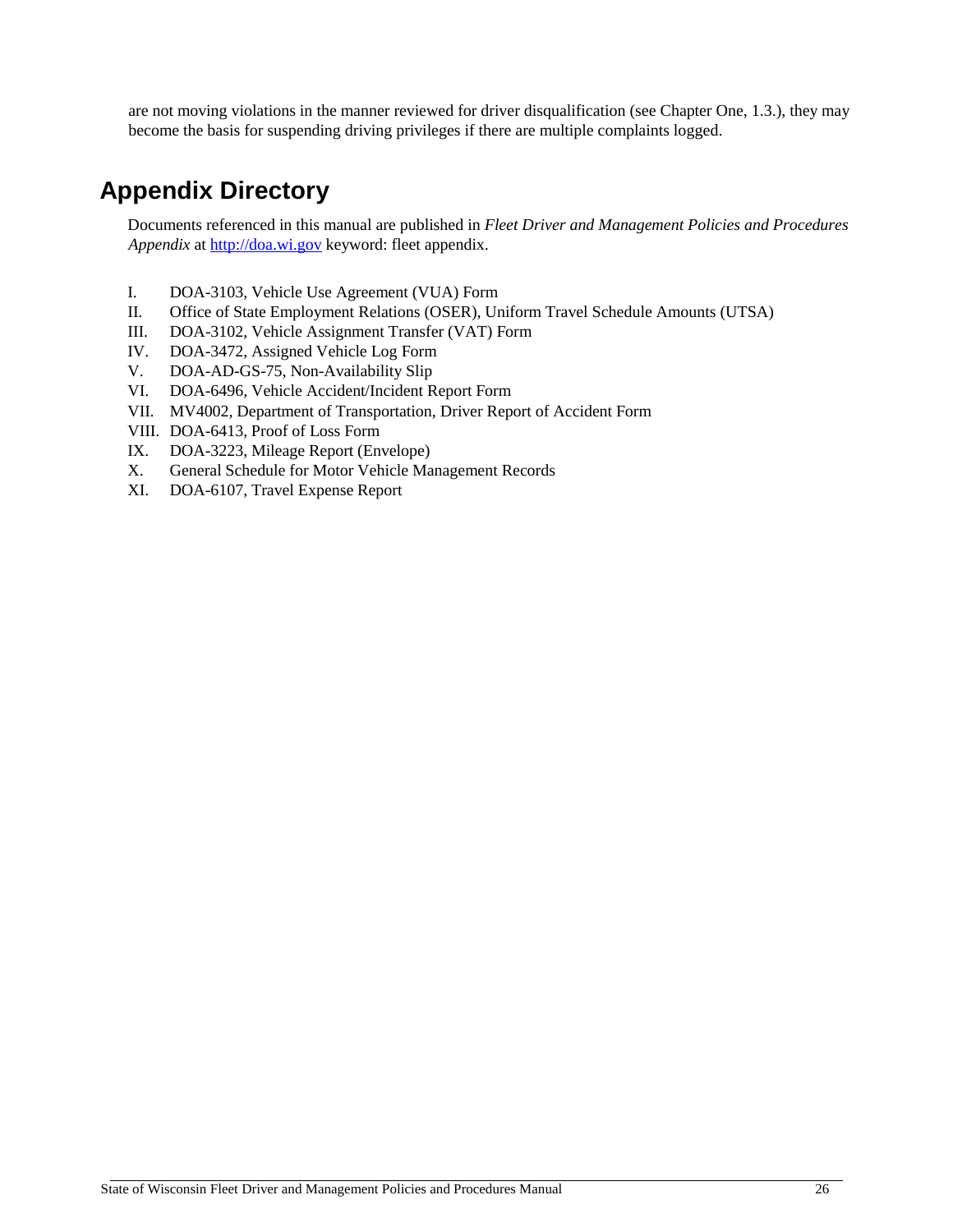are not moving violations in the manner reviewed for driver disqualification (see Chapter One, 1.3.), they may become the basis for suspending driving privileges if there are multiple complaints logged.

# Appendix Directory

Documents referenced in this manual are published in *Fleet Driver and Management Policies and Procedures Appendix* at [http://doa.wi.gov](http://doa.wi.gov) keyword: fleet appendix.

I. DOA-3103, Vehicle Use Agreement (VUA) Form
II. Office of State Employment Relations (OSER), Uniform Travel Schedule Amounts (UTSA)
III. DOA-3102, Vehicle Assignment Transfer (VAT) Form
IV. DOA-3472, Assigned Vehicle Log Form
V. DOA-AD-GS-75, Non-Availability Slip
VI. DOA-6496, Vehicle Accident/Incident Report Form
VII. MV4002, Department of Transportation, Driver Report of Accident Form
VIII. DOA-6413, Proof of Loss Form
IX. DOA-3223, Mileage Report (Envelope)
X. General Schedule for Motor Vehicle Management Records
XI. DOA-6107, Travel Expense Report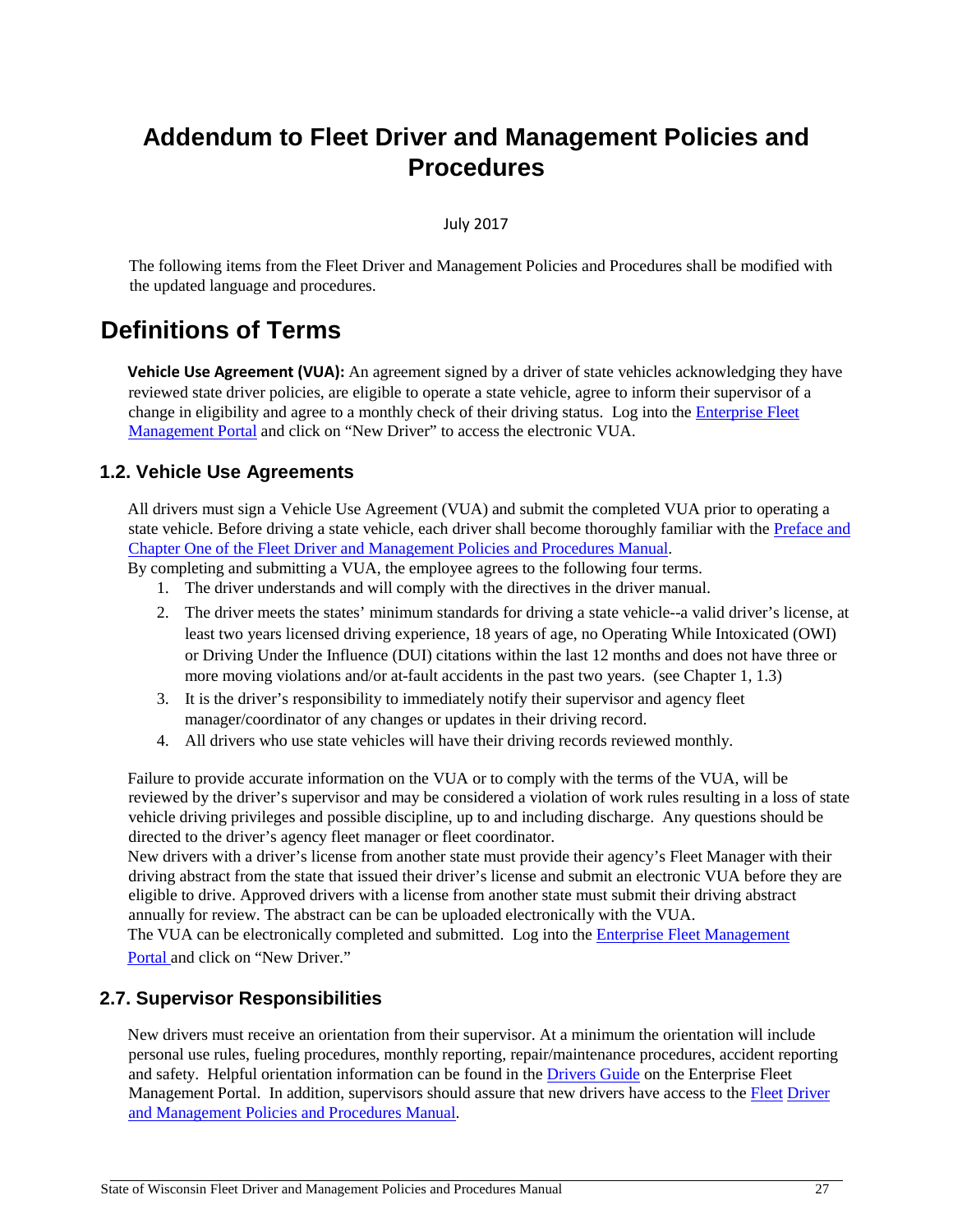# Addendum to Fleet Driver and Management Policies and Procedures

July 2017

The following items from the Fleet Driver and Management Policies and Procedures shall be modified with the updated language and procedures.

# Definitions of Terms

**Vehicle Use Agreement (VUA):** An agreement signed by a driver of state vehicles acknowledging they have reviewed state driver policies, are eligible to operate a state vehicle, agree to inform their supervisor of a change in eligibility and agree to a monthly check of their driving status. Log into the Enterprise Fleet Management Portal and click on "New Driver" to access the electronic VUA.

## 1.2. Vehicle Use Agreements

All drivers must sign a Vehicle Use Agreement (VUA) and submit the completed VUA prior to operating a state vehicle. Before driving a state vehicle, each driver shall become thoroughly familiar with the Preface and Chapter One of the Fleet Driver and Management Policies and Procedures Manual.

By completing and submitting a VUA, the employee agrees to the following four terms.

1. The driver understands and will comply with the directives in the driver manual.
2. The driver meets the states' minimum standards for driving a state vehicle--a valid driver's license, at least two years licensed driving experience, 18 years of age, no Operating While Intoxicated (OWI) or Driving Under the Influence (DUI) citations within the last 12 months and does not have three or more moving violations and/or at-fault accidents in the past two years. (see Chapter 1, 1.3)
3. It is the driver's responsibility to immediately notify their supervisor and agency fleet manager/coordinator of any changes or updates in their driving record.
4. All drivers who use state vehicles will have their driving records reviewed monthly.

Failure to provide accurate information on the VUA or to comply with the terms of the VUA, will be reviewed by the driver's supervisor and may be considered a violation of work rules resulting in a loss of state vehicle driving privileges and possible discipline, up to and including discharge. Any questions should be directed to the driver's agency fleet manager or fleet coordinator.

New drivers with a driver's license from another state must provide their agency's Fleet Manager with their driving abstract from the state that issued their driver's license and submit an electronic VUA before they are eligible to drive. Approved drivers with a license from another state must submit their driving abstract annually for review. The abstract can be can be uploaded electronically with the VUA.

The VUA can be electronically completed and submitted. Log into the Enterprise Fleet Management Portal and click on "New Driver."

## 2.7. Supervisor Responsibilities

New drivers must receive an orientation from their supervisor. At a minimum the orientation will include personal use rules, fueling procedures, monthly reporting, repair/maintenance procedures, accident reporting and safety. Helpful orientation information can be found in the Drivers Guide on the Enterprise Fleet Management Portal. In addition, supervisors should assure that new drivers have access to the Fleet Driver and Management Policies and Procedures Manual.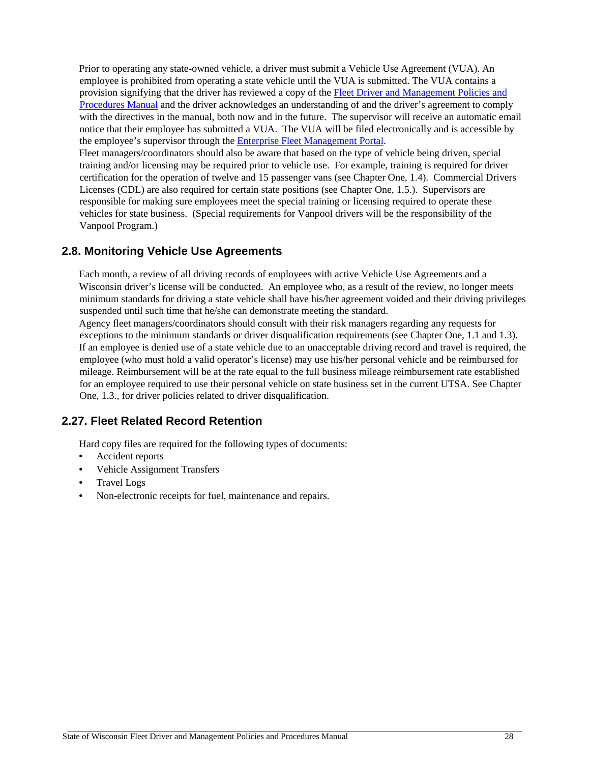Prior to operating any state-owned vehicle, a driver must submit a Vehicle Use Agreement (VUA). An employee is prohibited from operating a state vehicle until the VUA is submitted. The VUA contains a provision signifying that the driver has reviewed a copy of the Fleet Driver and Management Policies and Procedures Manual and the driver acknowledges an understanding of and the driver's agreement to comply with the directives in the manual, both now and in the future. The supervisor will receive an automatic email notice that their employee has submitted a VUA. The VUA will be filed electronically and is accessible by the employee's supervisor through the Enterprise Fleet Management Portal.

Fleet managers/coordinators should also be aware that based on the type of vehicle being driven, special training and/or licensing may be required prior to vehicle use. For example, training is required for driver certification for the operation of twelve and 15 passenger vans (see Chapter One, 1.4). Commercial Drivers Licenses (CDL) are also required for certain state positions (see Chapter One, 1.5.). Supervisors are responsible for making sure employees meet the special training or licensing required to operate these vehicles for state business. (Special requirements for Vanpool drivers will be the responsibility of the Vanpool Program.)

## 2.8. Monitoring Vehicle Use Agreements

Each month, a review of all driving records of employees with active Vehicle Use Agreements and a Wisconsin driver's license will be conducted. An employee who, as a result of the review, no longer meets minimum standards for driving a state vehicle shall have his/her agreement voided and their driving privileges suspended until such time that he/she can demonstrate meeting the standard.

Agency fleet managers/coordinators should consult with their risk managers regarding any requests for exceptions to the minimum standards or driver disqualification requirements (see Chapter One, 1.1 and 1.3). If an employee is denied use of a state vehicle due to an unacceptable driving record and travel is required, the employee (who must hold a valid operator's license) may use his/her personal vehicle and be reimbursed for mileage. Reimbursement will be at the rate equal to the full business mileage reimbursement rate established for an employee required to use their personal vehicle on state business set in the current UTSA. See Chapter One, 1.3., for driver policies related to driver disqualification.

## 2.27. Fleet Related Record Retention

Hard copy files are required for the following types of documents:

- Accident reports
- Vehicle Assignment Transfers
- Travel Logs
- Non-electronic receipts for fuel, maintenance and repairs.